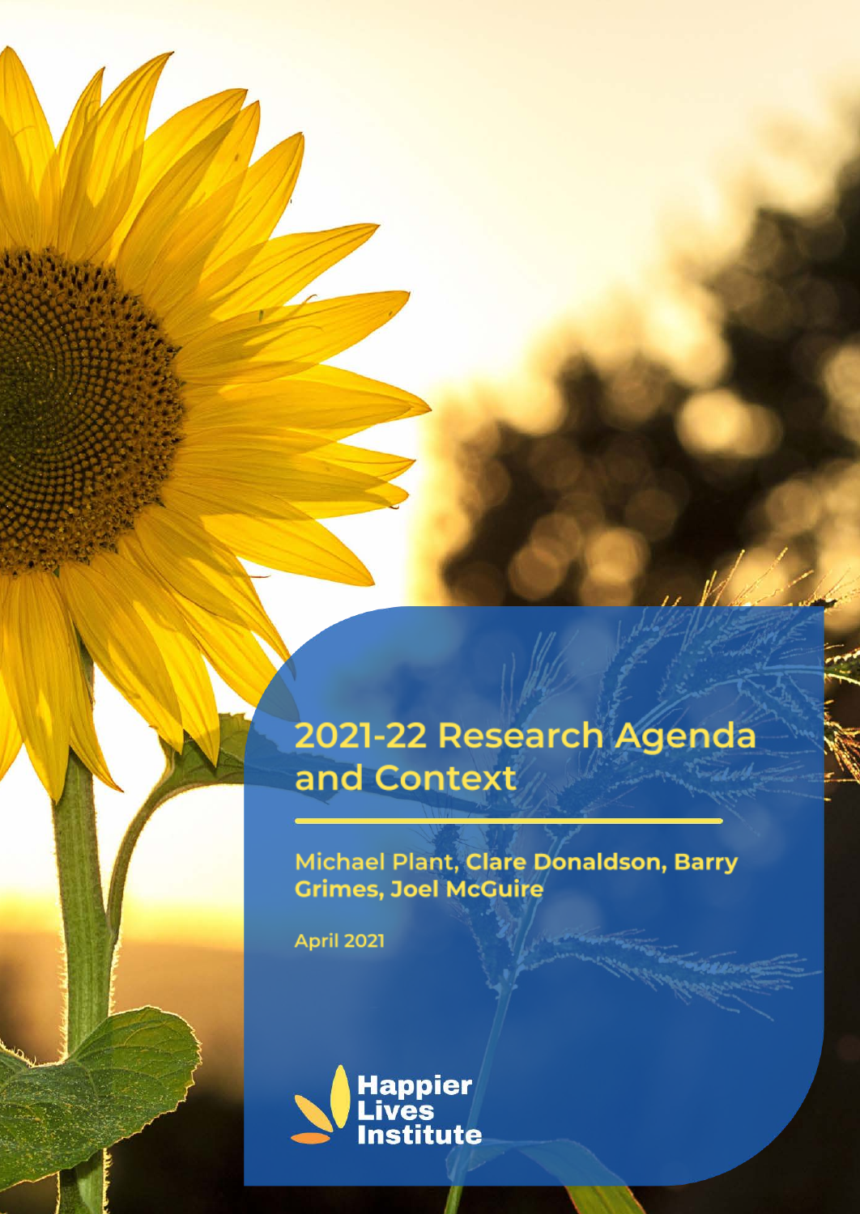# 2021-22 Research Agenda and Context

Michael Plant, Clare Donaldson, Barry Grimes, Joel McGuire

April 2021

Happier Lives Institute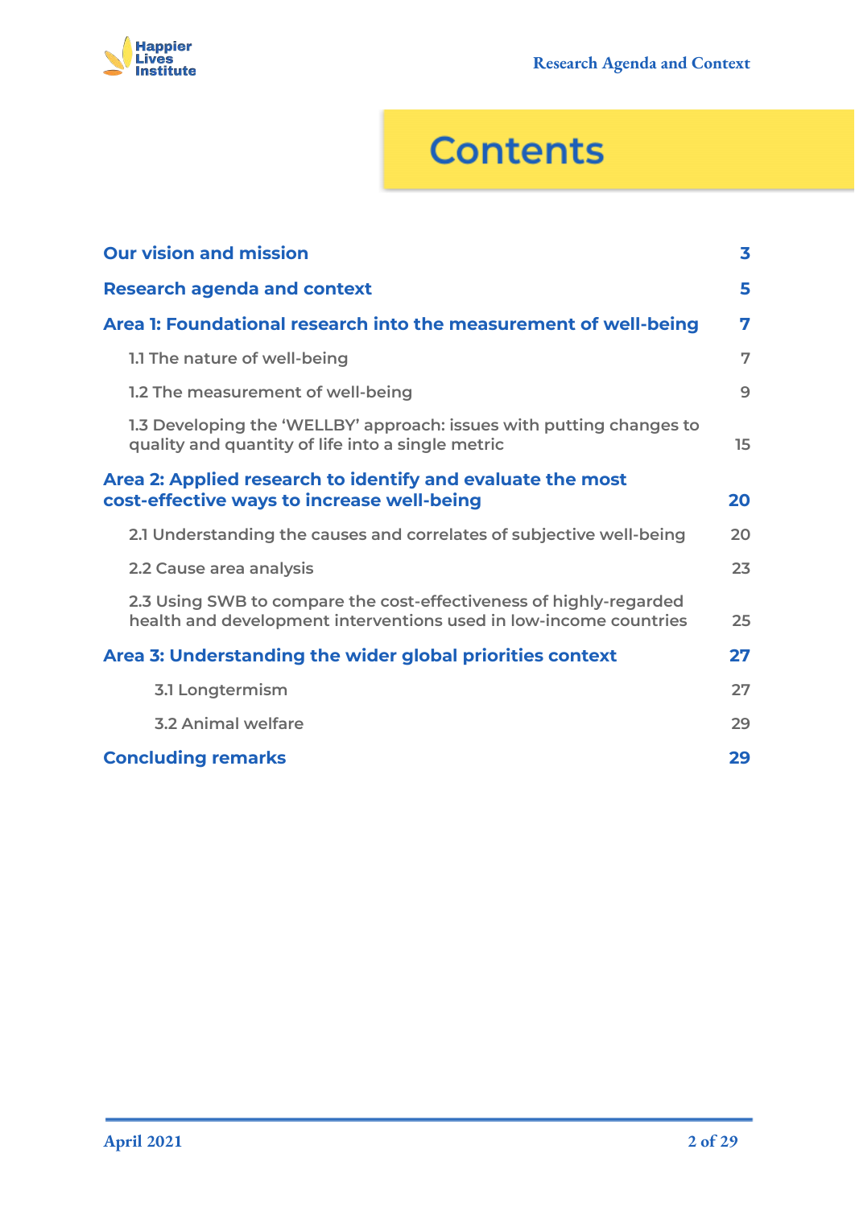# Contents

| | |
|---|---|
| **Our vision and mission** | **3** |
| **Research agenda and context** | **5** |
| **Area 1: Foundational research into the measurement of well-being** | **7** |
| 1.1 The nature of well-being | 7 |
| 1.2 The measurement of well-being | 9 |
| 1.3 Developing the ‘WELLBY’ approach: issues with putting changes to quality and quantity of life into a single metric | 15 |
| **Area 2: Applied research to identify and evaluate the most cost-effective ways to increase well-being** | **20** |
| 2.1 Understanding the causes and correlates of subjective well-being | 20 |
| 2.2 Cause area analysis | 23 |
| 2.3 Using SWB to compare the cost-effectiveness of highly-regarded health and development interventions used in low-income countries | 25 |
| **Area 3: Understanding the wider global priorities context** | **27** |
| 3.1 Longtermism | 27 |
| 3.2 Animal welfare | 29 |
| **Concluding remarks** | **29** |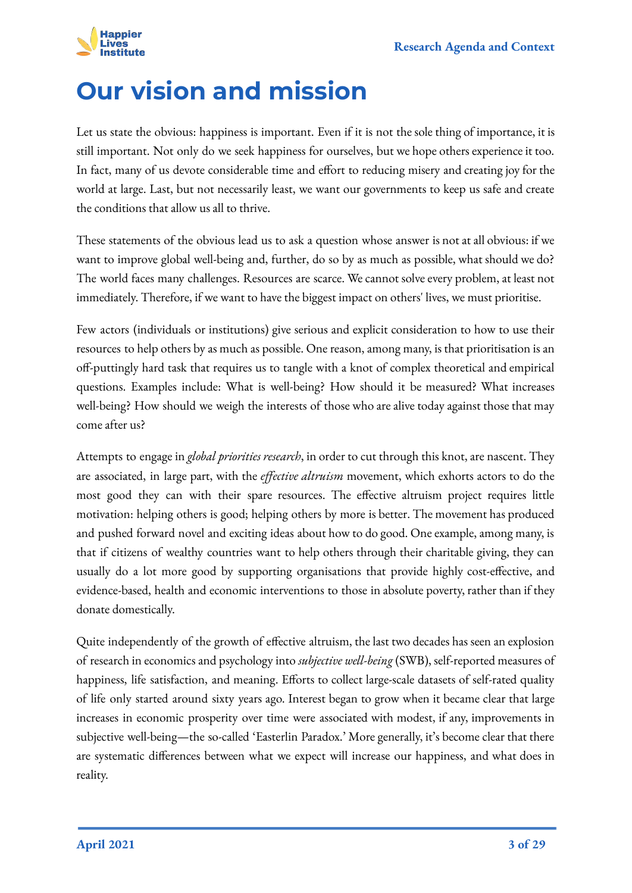# Our vision and mission

Let us state the obvious: happiness is important. Even if it is not the sole thing of importance, it is still important. Not only do we seek happiness for ourselves, but we hope others experience it too. In fact, many of us devote considerable time and effort to reducing misery and creating joy for the world at large. Last, but not necessarily least, we want our governments to keep us safe and create the conditions that allow us all to thrive.

These statements of the obvious lead us to ask a question whose answer is not at all obvious: if we want to improve global well-being and, further, do so by as much as possible, what should we do? The world faces many challenges. Resources are scarce. We cannot solve every problem, at least not immediately. Therefore, if we want to have the biggest impact on others' lives, we must prioritise.

Few actors (individuals or institutions) give serious and explicit consideration to how to use their resources to help others by as much as possible. One reason, among many, is that prioritisation is an off-puttingly hard task that requires us to tangle with a knot of complex theoretical and empirical questions. Examples include: What is well-being? How should it be measured? What increases well-being? How should we weigh the interests of those who are alive today against those that may come after us?

Attempts to engage in *global priorities research*, in order to cut through this knot, are nascent. They are associated, in large part, with the *effective altruism* movement, which exhorts actors to do the most good they can with their spare resources. The effective altruism project requires little motivation: helping others is good; helping others by more is better. The movement has produced and pushed forward novel and exciting ideas about how to do good. One example, among many, is that if citizens of wealthy countries want to help others through their charitable giving, they can usually do a lot more good by supporting organisations that provide highly cost-effective, and evidence-based, health and economic interventions to those in absolute poverty, rather than if they donate domestically.

Quite independently of the growth of effective altruism, the last two decades has seen an explosion of research in economics and psychology into *subjective well-being* (SWB), self-reported measures of happiness, life satisfaction, and meaning. Efforts to collect large-scale datasets of self-rated quality of life only started around sixty years ago. Interest began to grow when it became clear that large increases in economic prosperity over time were associated with modest, if any, improvements in subjective well-being—the so-called 'Easterlin Paradox.' More generally, it's become clear that there are systematic differences between what we expect will increase our happiness, and what does in reality.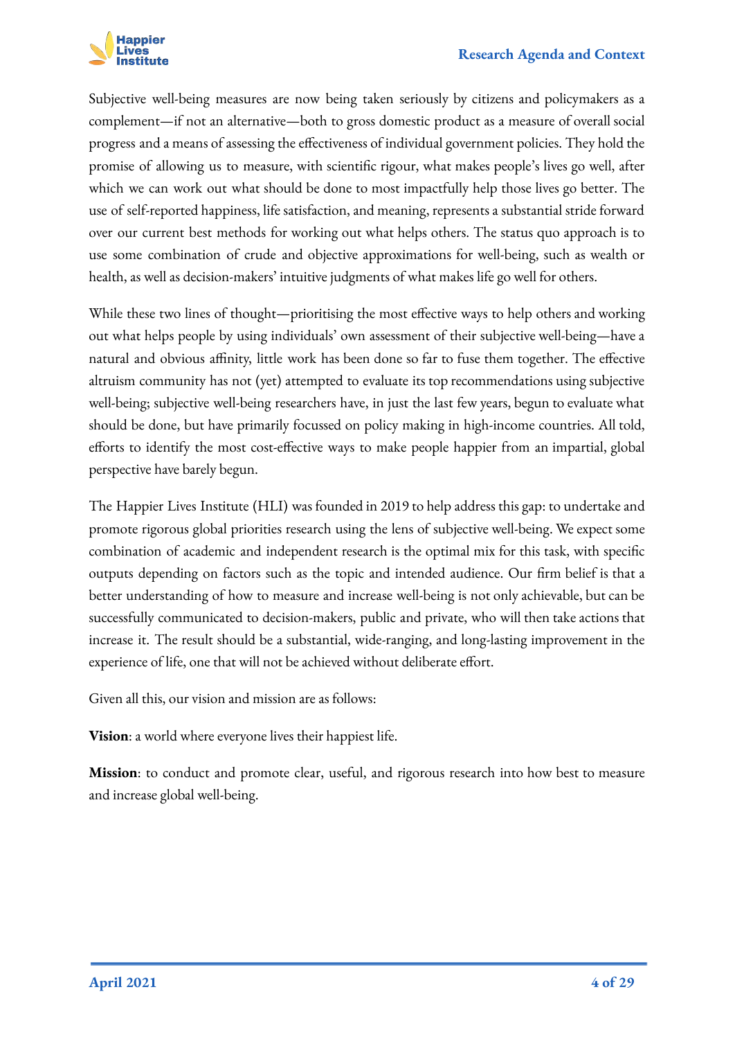Subjective well-being measures are now being taken seriously by citizens and policymakers as a complement—if not an alternative—both to gross domestic product as a measure of overall social progress and a means of assessing the effectiveness of individual government policies. They hold the promise of allowing us to measure, with scientific rigour, what makes people's lives go well, after which we can work out what should be done to most impactfully help those lives go better. The use of self-reported happiness, life satisfaction, and meaning, represents a substantial stride forward over our current best methods for working out what helps others. The status quo approach is to use some combination of crude and objective approximations for well-being, such as wealth or health, as well as decision-makers' intuitive judgments of what makes life go well for others.

While these two lines of thought—prioritising the most effective ways to help others and working out what helps people by using individuals' own assessment of their subjective well-being—have a natural and obvious affinity, little work has been done so far to fuse them together. The effective altruism community has not (yet) attempted to evaluate its top recommendations using subjective well-being; subjective well-being researchers have, in just the last few years, begun to evaluate what should be done, but have primarily focussed on policy making in high-income countries. All told, efforts to identify the most cost-effective ways to make people happier from an impartial, global perspective have barely begun.

The Happier Lives Institute (HLI) was founded in 2019 to help address this gap: to undertake and promote rigorous global priorities research using the lens of subjective well-being. We expect some combination of academic and independent research is the optimal mix for this task, with specific outputs depending on factors such as the topic and intended audience. Our firm belief is that a better understanding of how to measure and increase well-being is not only achievable, but can be successfully communicated to decision-makers, public and private, who will then take actions that increase it. The result should be a substantial, wide-ranging, and long-lasting improvement in the experience of life, one that will not be achieved without deliberate effort.

Given all this, our vision and mission are as follows:

**Vision**: a world where everyone lives their happiest life.

**Mission**: to conduct and promote clear, useful, and rigorous research into how best to measure and increase global well-being.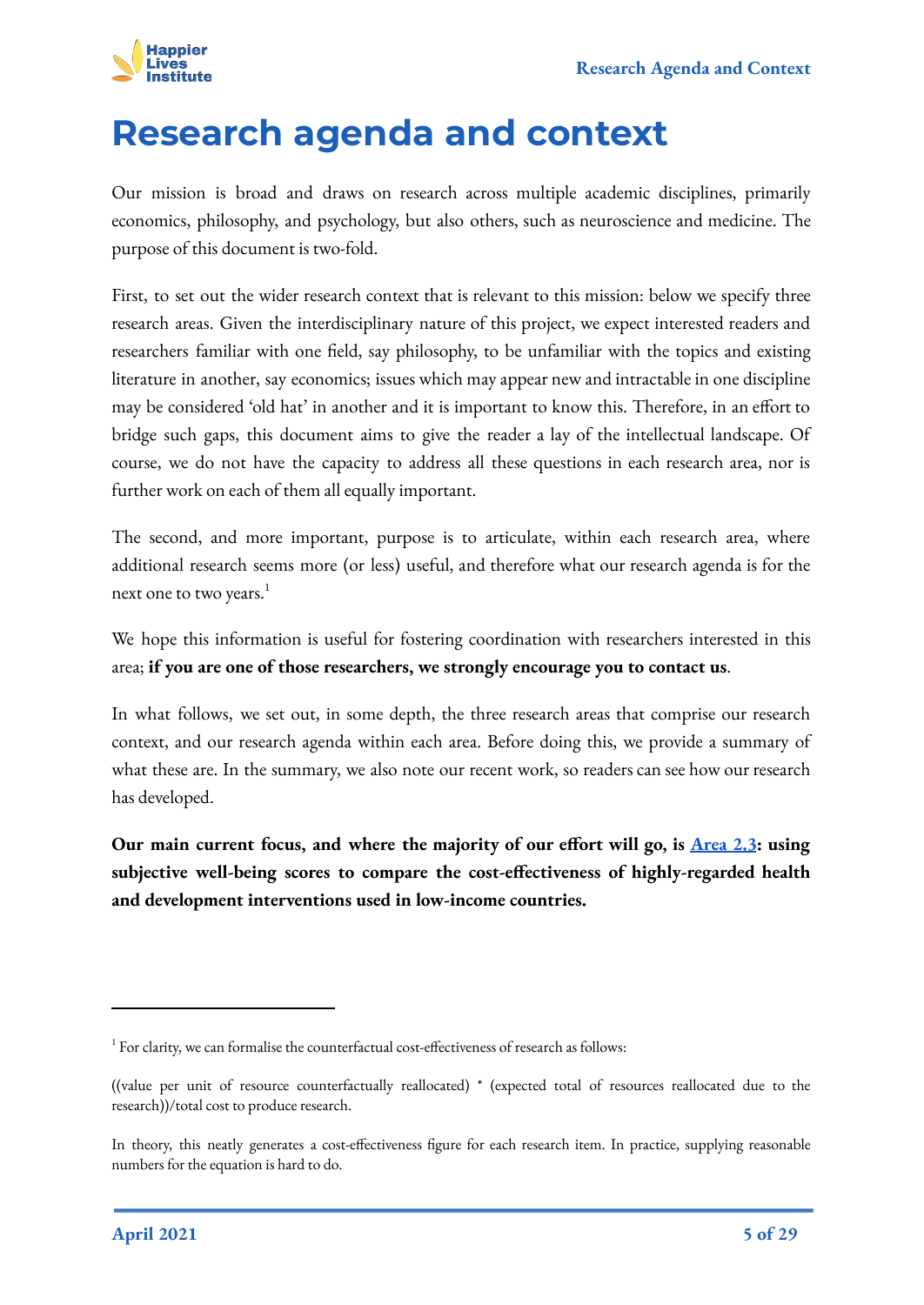# Research agenda and context

Our mission is broad and draws on research across multiple academic disciplines, primarily economics, philosophy, and psychology, but also others, such as neuroscience and medicine. The purpose of this document is two-fold.

First, to set out the wider research context that is relevant to this mission: below we specify three research areas. Given the interdisciplinary nature of this project, we expect interested readers and researchers familiar with one field, say philosophy, to be unfamiliar with the topics and existing literature in another, say economics; issues which may appear new and intractable in one discipline may be considered 'old hat' in another and it is important to know this. Therefore, in an effort to bridge such gaps, this document aims to give the reader a lay of the intellectual landscape. Of course, we do not have the capacity to address all these questions in each research area, nor is further work on each of them all equally important.

The second, and more important, purpose is to articulate, within each research area, where additional research seems more (or less) useful, and therefore what our research agenda is for the next one to two years.[1]

We hope this information is useful for fostering coordination with researchers interested in this area; **if you are one of those researchers, we strongly encourage you to contact us**.

In what follows, we set out, in some depth, the three research areas that comprise our research context, and our research agenda within each area. Before doing this, we provide a summary of what these are. In the summary, we also note our recent work, so readers can see how our research has developed.

**Our main current focus, and where the majority of our effort will go, is [Area 2.3](#): using subjective well-being scores to compare the cost-effectiveness of highly-regarded health and development interventions used in low-income countries.**

---

[1] For clarity, we can formalise the counterfactual cost-effectiveness of research as follows:

((value per unit of resource counterfactually reallocated) * (expected total of resources reallocated due to the research))/total cost to produce research.

In theory, this neatly generates a cost-effectiveness figure for each research item. In practice, supplying reasonable numbers for the equation is hard to do.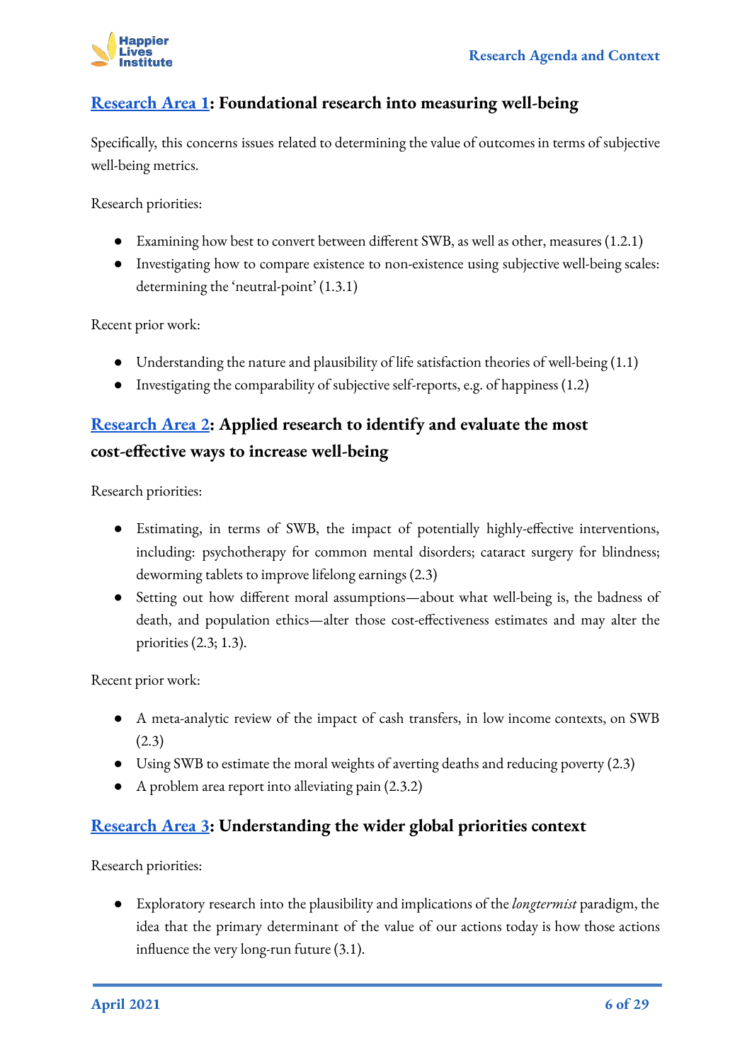## Research Area 1: Foundational research into measuring well-being

Specifically, this concerns issues related to determining the value of outcomes in terms of subjective well-being metrics.

Research priorities:

- Examining how best to convert between different SWB, as well as other, measures (1.2.1)
- Investigating how to compare existence to non-existence using subjective well-being scales: determining the 'neutral-point' (1.3.1)

Recent prior work:

- Understanding the nature and plausibility of life satisfaction theories of well-being (1.1)
- Investigating the comparability of subjective self-reports, e.g. of happiness (1.2)

## Research Area 2: Applied research to identify and evaluate the most cost-effective ways to increase well-being

Research priorities:

- Estimating, in terms of SWB, the impact of potentially highly-effective interventions, including: psychotherapy for common mental disorders; cataract surgery for blindness; deworming tablets to improve lifelong earnings (2.3)
- Setting out how different moral assumptions—about what well-being is, the badness of death, and population ethics—alter those cost-effectiveness estimates and may alter the priorities (2.3; 1.3).

Recent prior work:

- A meta-analytic review of the impact of cash transfers, in low income contexts, on SWB (2.3)
- Using SWB to estimate the moral weights of averting deaths and reducing poverty (2.3)
- A problem area report into alleviating pain (2.3.2)

## Research Area 3: Understanding the wider global priorities context

Research priorities:

- Exploratory research into the plausibility and implications of the *longtermist* paradigm, the idea that the primary determinant of the value of our actions today is how those actions influence the very long-run future (3.1).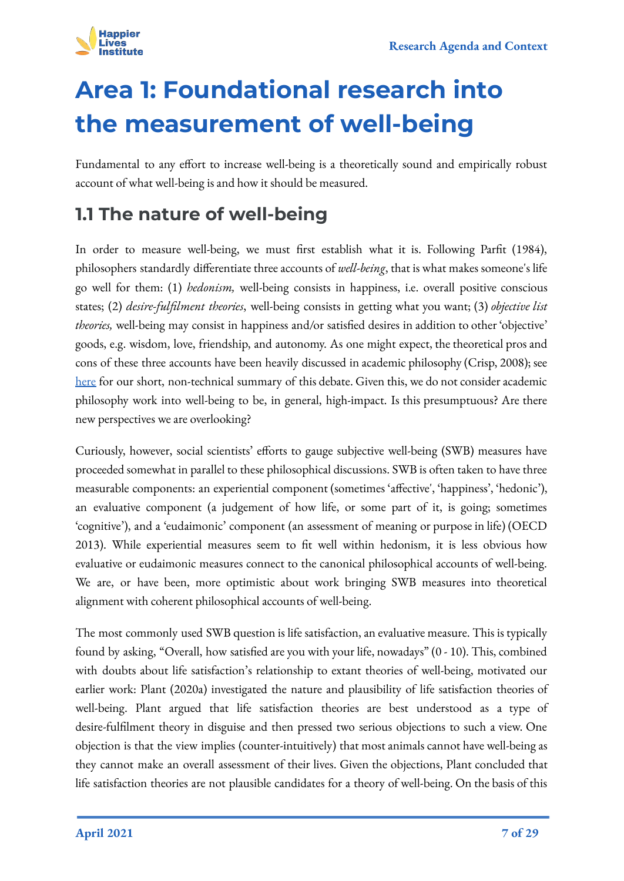# Area 1: Foundational research into the measurement of well-being

Fundamental to any effort to increase well-being is a theoretically sound and empirically robust account of what well-being is and how it should be measured.

## 1.1 The nature of well-being

In order to measure well-being, we must first establish what it is. Following Parfit (1984), philosophers standardly differentiate three accounts of *well-being*, that is what makes someone's life go well for them: (1) *hedonism,* well-being consists in happiness, i.e. overall positive conscious states; (2) *desire-fulfilment theories*, well-being consists in getting what you want; (3) *objective list theories,* well-being may consist in happiness and/or satisfied desires in addition to other 'objective' goods, e.g. wisdom, love, friendship, and autonomy. As one might expect, the theoretical pros and cons of these three accounts have been heavily discussed in academic philosophy (Crisp, 2008); see here for our short, non-technical summary of this debate. Given this, we do not consider academic philosophy work into well-being to be, in general, high-impact. Is this presumptuous? Are there new perspectives we are overlooking?

Curiously, however, social scientists' efforts to gauge subjective well-being (SWB) measures have proceeded somewhat in parallel to these philosophical discussions. SWB is often taken to have three measurable components: an experiential component (sometimes 'affective', 'happiness', 'hedonic'), an evaluative component (a judgement of how life, or some part of it, is going; sometimes 'cognitive'), and a 'eudaimonic' component (an assessment of meaning or purpose in life) (OECD 2013). While experiential measures seem to fit well within hedonism, it is less obvious how evaluative or eudaimonic measures connect to the canonical philosophical accounts of well-being. We are, or have been, more optimistic about work bringing SWB measures into theoretical alignment with coherent philosophical accounts of well-being.

The most commonly used SWB question is life satisfaction, an evaluative measure. This is typically found by asking, "Overall, how satisfied are you with your life, nowadays" (0 - 10). This, combined with doubts about life satisfaction's relationship to extant theories of well-being, motivated our earlier work: Plant (2020a) investigated the nature and plausibility of life satisfaction theories of well-being. Plant argued that life satisfaction theories are best understood as a type of desire-fulfilment theory in disguise and then pressed two serious objections to such a view. One objection is that the view implies (counter-intuitively) that most animals cannot have well-being as they cannot make an overall assessment of their lives. Given the objections, Plant concluded that life satisfaction theories are not plausible candidates for a theory of well-being. On the basis of this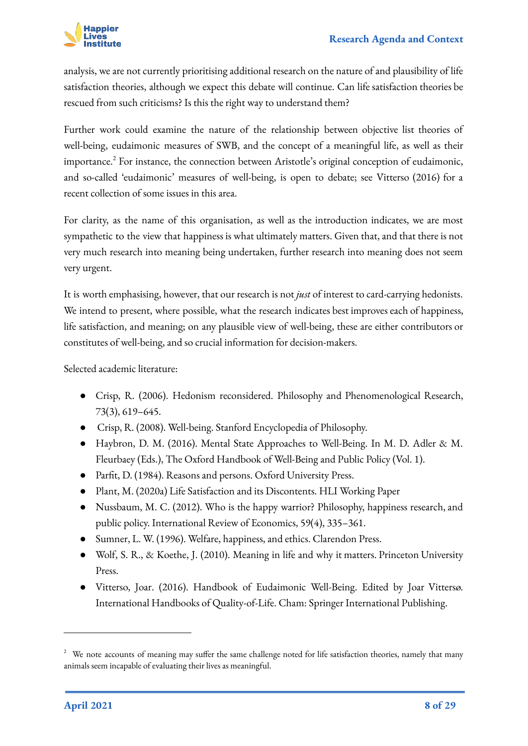analysis, we are not currently prioritising additional research on the nature of and plausibility of life satisfaction theories, although we expect this debate will continue. Can life satisfaction theories be rescued from such criticisms? Is this the right way to understand them?

Further work could examine the nature of the relationship between objective list theories of well-being, eudaimonic measures of SWB, and the concept of a meaningful life, as well as their importance.[2] For instance, the connection between Aristotle's original conception of eudaimonic, and so-called 'eudaimonic' measures of well-being, is open to debate; see Vitterso (2016) for a recent collection of some issues in this area.

For clarity, as the name of this organisation, as well as the introduction indicates, we are most sympathetic to the view that happiness is what ultimately matters. Given that, and that there is not very much research into meaning being undertaken, further research into meaning does not seem very urgent.

It is worth emphasising, however, that our research is not *just* of interest to card-carrying hedonists. We intend to present, where possible, what the research indicates best improves each of happiness, life satisfaction, and meaning; on any plausible view of well-being, these are either contributors or constitutes of well-being, and so crucial information for decision-makers.

Selected academic literature:

- Crisp, R. (2006). Hedonism reconsidered. Philosophy and Phenomenological Research, 73(3), 619–645.
- Crisp, R. (2008). Well-being. Stanford Encyclopedia of Philosophy.
- Haybron, D. M. (2016). Mental State Approaches to Well-Being. In M. D. Adler & M. Fleurbaey (Eds.), The Oxford Handbook of Well-Being and Public Policy (Vol. 1).
- Parfit, D. (1984). Reasons and persons. Oxford University Press.
- Plant, M. (2020a) Life Satisfaction and its Discontents. HLI Working Paper
- Nussbaum, M. C. (2012). Who is the happy warrior? Philosophy, happiness research, and public policy. International Review of Economics, 59(4), 335–361.
- Sumner, L. W. (1996). Welfare, happiness, and ethics. Clarendon Press.
- Wolf, S. R., & Koethe, J. (2010). Meaning in life and why it matters. Princeton University Press.
- Vitterso, Joar. (2016). Handbook of Eudaimonic Well-Being. Edited by Joar Vittersø. International Handbooks of Quality-of-Life. Cham: Springer International Publishing.

---

[2] We note accounts of meaning may suffer the same challenge noted for life satisfaction theories, namely that many animals seem incapable of evaluating their lives as meaningful.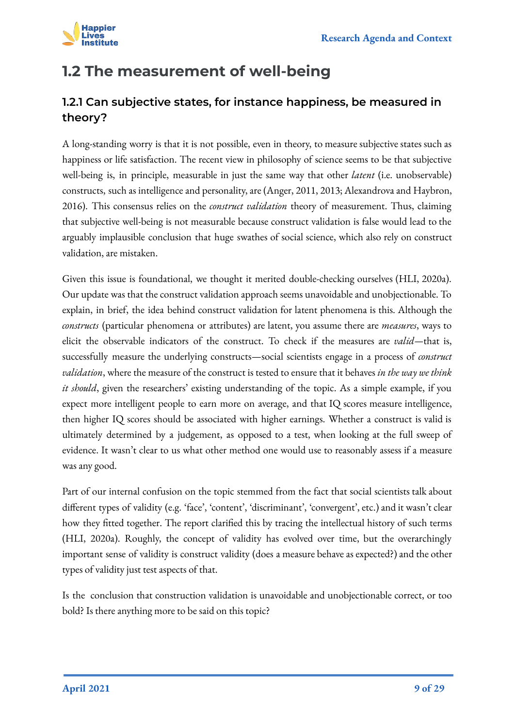## 1.2 The measurement of well-being

### 1.2.1 Can subjective states, for instance happiness, be measured in theory?

A long-standing worry is that it is not possible, even in theory, to measure subjective states such as happiness or life satisfaction. The recent view in philosophy of science seems to be that subjective well-being is, in principle, measurable in just the same way that other *latent* (i.e. unobservable) constructs, such as intelligence and personality, are (Anger, 2011, 2013; Alexandrova and Haybron, 2016). This consensus relies on the *construct validation* theory of measurement. Thus, claiming that subjective well-being is not measurable because construct validation is false would lead to the arguably implausible conclusion that huge swathes of social science, which also rely on construct validation, are mistaken.

Given this issue is foundational, we thought it merited double-checking ourselves (HLI, 2020a). Our update was that the construct validation approach seems unavoidable and unobjectionable. To explain, in brief, the idea behind construct validation for latent phenomena is this. Although the *constructs* (particular phenomena or attributes) are latent, you assume there are *measures*, ways to elicit the observable indicators of the construct. To check if the measures are *valid*—that is, successfully measure the underlying constructs—social scientists engage in a process of *construct validation*, where the measure of the construct is tested to ensure that it behaves *in the way we think it should*, given the researchers' existing understanding of the topic. As a simple example, if you expect more intelligent people to earn more on average, and that IQ scores measure intelligence, then higher IQ scores should be associated with higher earnings. Whether a construct is valid is ultimately determined by a judgement, as opposed to a test, when looking at the full sweep of evidence. It wasn't clear to us what other method one would use to reasonably assess if a measure was any good.

Part of our internal confusion on the topic stemmed from the fact that social scientists talk about different types of validity (e.g. 'face', 'content', 'discriminant', 'convergent', etc.) and it wasn't clear how they fitted together. The report clarified this by tracing the intellectual history of such terms (HLI, 2020a). Roughly, the concept of validity has evolved over time, but the overarchingly important sense of validity is construct validity (does a measure behave as expected?) and the other types of validity just test aspects of that.

Is the conclusion that construction validation is unavoidable and unobjectionable correct, or too bold? Is there anything more to be said on this topic?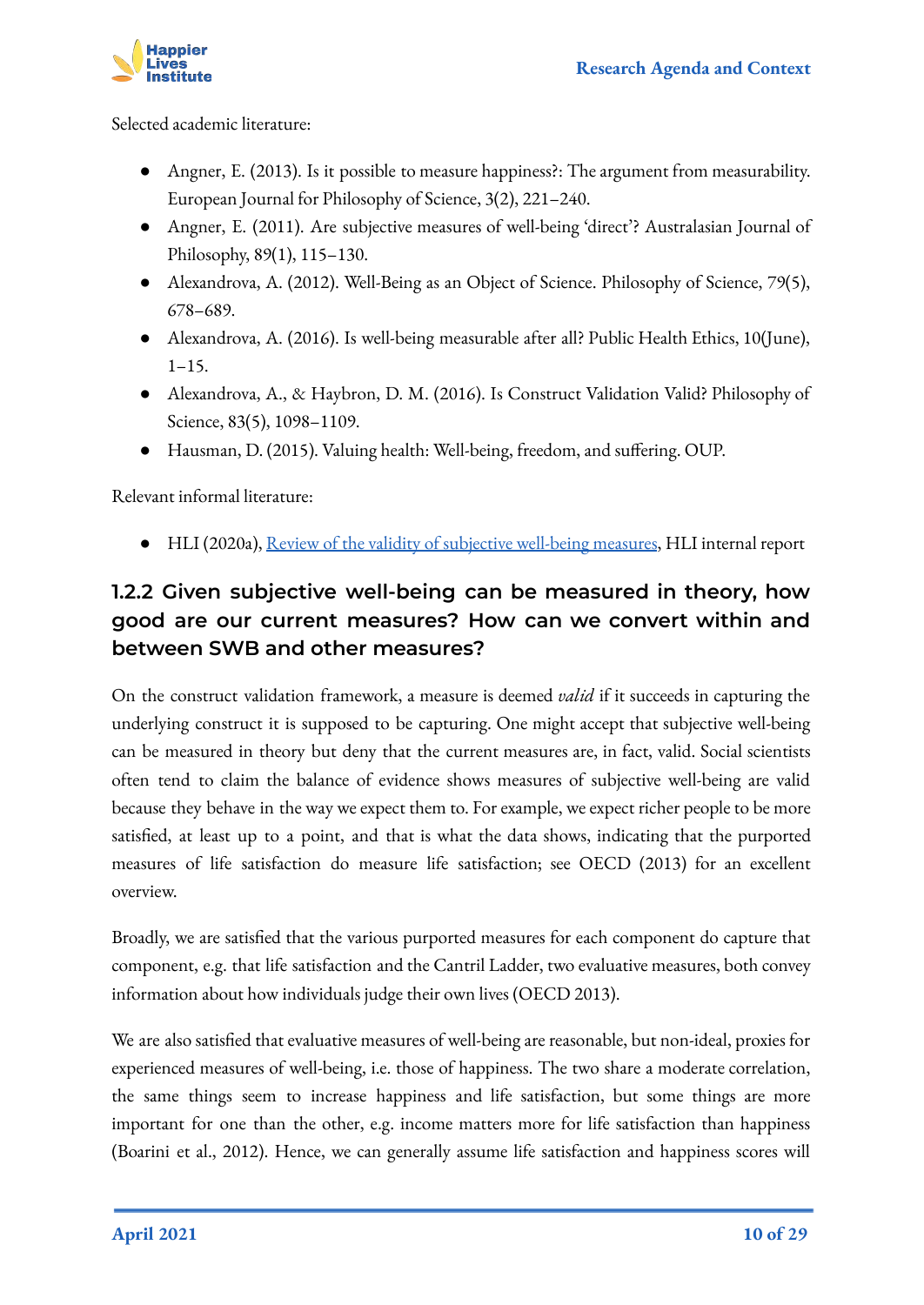Selected academic literature:

- Angner, E. (2013). Is it possible to measure happiness?: The argument from measurability. European Journal for Philosophy of Science, 3(2), 221–240.
- Angner, E. (2011). Are subjective measures of well-being 'direct'? Australasian Journal of Philosophy, 89(1), 115–130.
- Alexandrova, A. (2012). Well-Being as an Object of Science. Philosophy of Science, 79(5), 678–689.
- Alexandrova, A. (2016). Is well-being measurable after all? Public Health Ethics, 10(June), 1–15.
- Alexandrova, A., & Haybron, D. M. (2016). Is Construct Validation Valid? Philosophy of Science, 83(5), 1098–1109.
- Hausman, D. (2015). Valuing health: Well-being, freedom, and suffering. OUP.

Relevant informal literature:

- HLI (2020a), Review of the validity of subjective well-being measures, HLI internal report

### 1.2.2 Given subjective well-being can be measured in theory, how good are our current measures? How can we convert within and between SWB and other measures?

On the construct validation framework, a measure is deemed *valid* if it succeeds in capturing the underlying construct it is supposed to be capturing. One might accept that subjective well-being can be measured in theory but deny that the current measures are, in fact, valid. Social scientists often tend to claim the balance of evidence shows measures of subjective well-being are valid because they behave in the way we expect them to. For example, we expect richer people to be more satisfied, at least up to a point, and that is what the data shows, indicating that the purported measures of life satisfaction do measure life satisfaction; see OECD (2013) for an excellent overview.

Broadly, we are satisfied that the various purported measures for each component do capture that component, e.g. that life satisfaction and the Cantril Ladder, two evaluative measures, both convey information about how individuals judge their own lives (OECD 2013).

We are also satisfied that evaluative measures of well-being are reasonable, but non-ideal, proxies for experienced measures of well-being, i.e. those of happiness. The two share a moderate correlation, the same things seem to increase happiness and life satisfaction, but some things are more important for one than the other, e.g. income matters more for life satisfaction than happiness (Boarini et al., 2012). Hence, we can generally assume life satisfaction and happiness scores will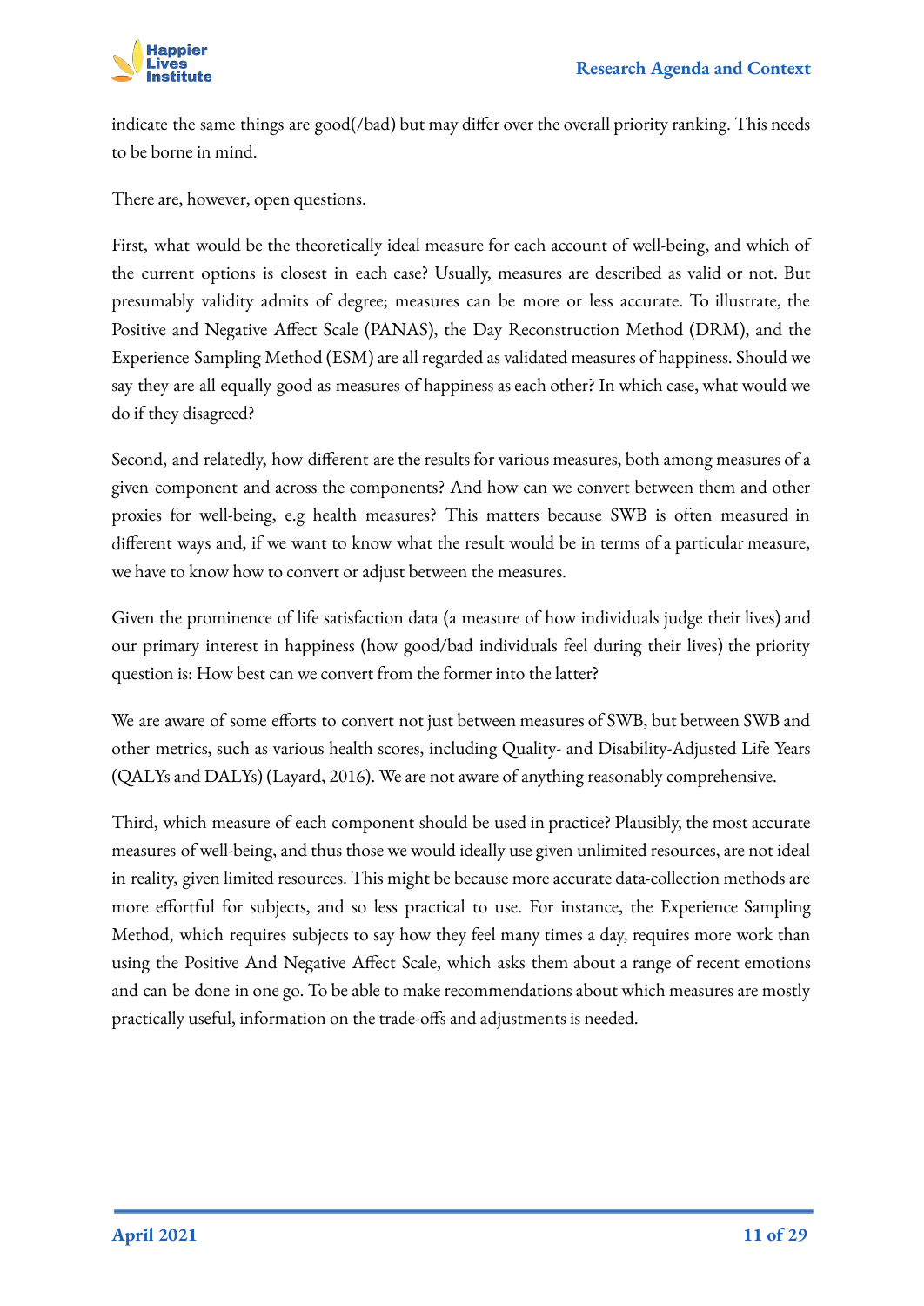indicate the same things are good(/bad) but may differ over the overall priority ranking. This needs to be borne in mind.

There are, however, open questions.

First, what would be the theoretically ideal measure for each account of well-being, and which of the current options is closest in each case? Usually, measures are described as valid or not. But presumably validity admits of degree; measures can be more or less accurate. To illustrate, the Positive and Negative Affect Scale (PANAS), the Day Reconstruction Method (DRM), and the Experience Sampling Method (ESM) are all regarded as validated measures of happiness. Should we say they are all equally good as measures of happiness as each other? In which case, what would we do if they disagreed?

Second, and relatedly, how different are the results for various measures, both among measures of a given component and across the components? And how can we convert between them and other proxies for well-being, e.g health measures? This matters because SWB is often measured in different ways and, if we want to know what the result would be in terms of a particular measure, we have to know how to convert or adjust between the measures.

Given the prominence of life satisfaction data (a measure of how individuals judge their lives) and our primary interest in happiness (how good/bad individuals feel during their lives) the priority question is: How best can we convert from the former into the latter?

We are aware of some efforts to convert not just between measures of SWB, but between SWB and other metrics, such as various health scores, including Quality- and Disability-Adjusted Life Years (QALYs and DALYs) (Layard, 2016). We are not aware of anything reasonably comprehensive.

Third, which measure of each component should be used in practice? Plausibly, the most accurate measures of well-being, and thus those we would ideally use given unlimited resources, are not ideal in reality, given limited resources. This might be because more accurate data-collection methods are more effortful for subjects, and so less practical to use. For instance, the Experience Sampling Method, which requires subjects to say how they feel many times a day, requires more work than using the Positive And Negative Affect Scale, which asks them about a range of recent emotions and can be done in one go. To be able to make recommendations about which measures are mostly practically useful, information on the trade-offs and adjustments is needed.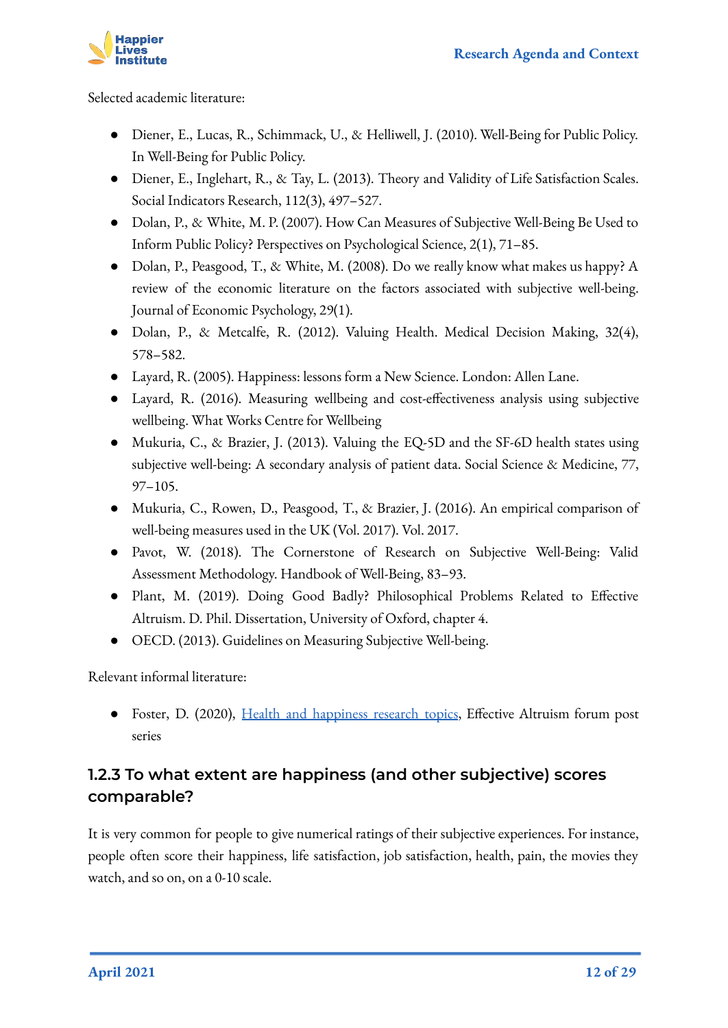Selected academic literature:

- Diener, E., Lucas, R., Schimmack, U., & Helliwell, J. (2010). Well-Being for Public Policy. In Well-Being for Public Policy.
- Diener, E., Inglehart, R., & Tay, L. (2013). Theory and Validity of Life Satisfaction Scales. Social Indicators Research, 112(3), 497–527.
- Dolan, P., & White, M. P. (2007). How Can Measures of Subjective Well-Being Be Used to Inform Public Policy? Perspectives on Psychological Science, 2(1), 71–85.
- Dolan, P., Peasgood, T., & White, M. (2008). Do we really know what makes us happy? A review of the economic literature on the factors associated with subjective well-being. Journal of Economic Psychology, 29(1).
- Dolan, P., & Metcalfe, R. (2012). Valuing Health. Medical Decision Making, 32(4), 578–582.
- Layard, R. (2005). Happiness: lessons form a New Science. London: Allen Lane.
- Layard, R. (2016). Measuring wellbeing and cost-effectiveness analysis using subjective wellbeing. What Works Centre for Wellbeing
- Mukuria, C., & Brazier, J. (2013). Valuing the EQ-5D and the SF-6D health states using subjective well-being: A secondary analysis of patient data. Social Science & Medicine, 77, 97–105.
- Mukuria, C., Rowen, D., Peasgood, T., & Brazier, J. (2016). An empirical comparison of well-being measures used in the UK (Vol. 2017). Vol. 2017.
- Pavot, W. (2018). The Cornerstone of Research on Subjective Well-Being: Valid Assessment Methodology. Handbook of Well-Being, 83–93.
- Plant, M. (2019). Doing Good Badly? Philosophical Problems Related to Effective Altruism. D. Phil. Dissertation, University of Oxford, chapter 4.
- OECD. (2013). Guidelines on Measuring Subjective Well-being.

Relevant informal literature:

- Foster, D. (2020), Health and happiness research topics, Effective Altruism forum post series

### 1.2.3 To what extent are happiness (and other subjective) scores comparable?

It is very common for people to give numerical ratings of their subjective experiences. For instance, people often score their happiness, life satisfaction, job satisfaction, health, pain, the movies they watch, and so on, on a 0-10 scale.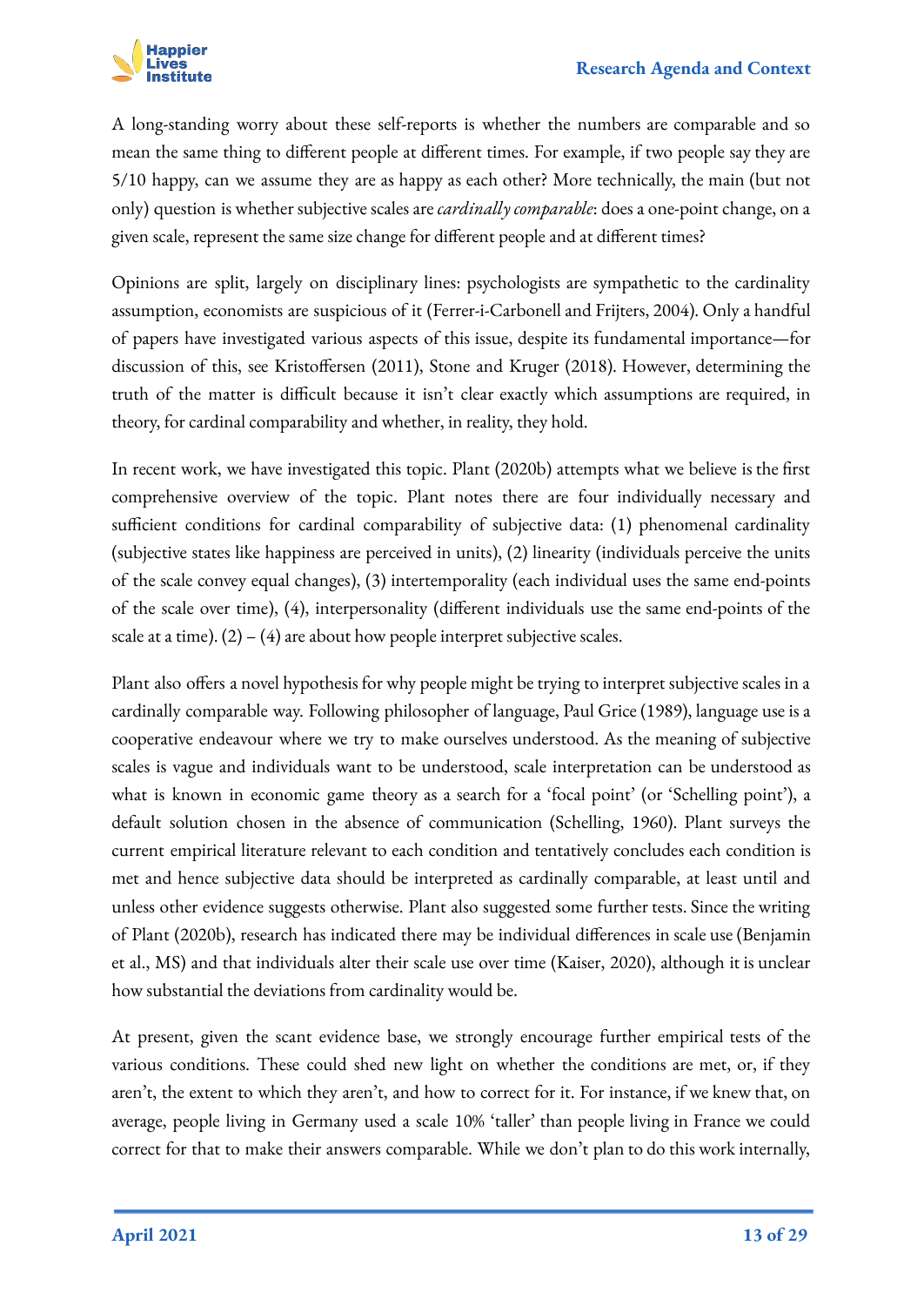A long-standing worry about these self-reports is whether the numbers are comparable and so mean the same thing to different people at different times. For example, if two people say they are 5/10 happy, can we assume they are as happy as each other? More technically, the main (but not only) question is whether subjective scales are *cardinally comparable*: does a one-point change, on a given scale, represent the same size change for different people and at different times?

Opinions are split, largely on disciplinary lines: psychologists are sympathetic to the cardinality assumption, economists are suspicious of it (Ferrer-i-Carbonell and Frijters, 2004). Only a handful of papers have investigated various aspects of this issue, despite its fundamental importance—for discussion of this, see Kristoffersen (2011), Stone and Kruger (2018). However, determining the truth of the matter is difficult because it isn't clear exactly which assumptions are required, in theory, for cardinal comparability and whether, in reality, they hold.

In recent work, we have investigated this topic. Plant (2020b) attempts what we believe is the first comprehensive overview of the topic. Plant notes there are four individually necessary and sufficient conditions for cardinal comparability of subjective data: (1) phenomenal cardinality (subjective states like happiness are perceived in units), (2) linearity (individuals perceive the units of the scale convey equal changes), (3) intertemporality (each individual uses the same end-points of the scale over time), (4), interpersonality (different individuals use the same end-points of the scale at a time). (2) – (4) are about how people interpret subjective scales.

Plant also offers a novel hypothesis for why people might be trying to interpret subjective scales in a cardinally comparable way. Following philosopher of language, Paul Grice (1989), language use is a cooperative endeavour where we try to make ourselves understood. As the meaning of subjective scales is vague and individuals want to be understood, scale interpretation can be understood as what is known in economic game theory as a search for a 'focal point' (or 'Schelling point'), a default solution chosen in the absence of communication (Schelling, 1960). Plant surveys the current empirical literature relevant to each condition and tentatively concludes each condition is met and hence subjective data should be interpreted as cardinally comparable, at least until and unless other evidence suggests otherwise. Plant also suggested some further tests. Since the writing of Plant (2020b), research has indicated there may be individual differences in scale use (Benjamin et al., MS) and that individuals alter their scale use over time (Kaiser, 2020), although it is unclear how substantial the deviations from cardinality would be.

At present, given the scant evidence base, we strongly encourage further empirical tests of the various conditions. These could shed new light on whether the conditions are met, or, if they aren't, the extent to which they aren't, and how to correct for it. For instance, if we knew that, on average, people living in Germany used a scale 10% 'taller' than people living in France we could correct for that to make their answers comparable. While we don't plan to do this work internally,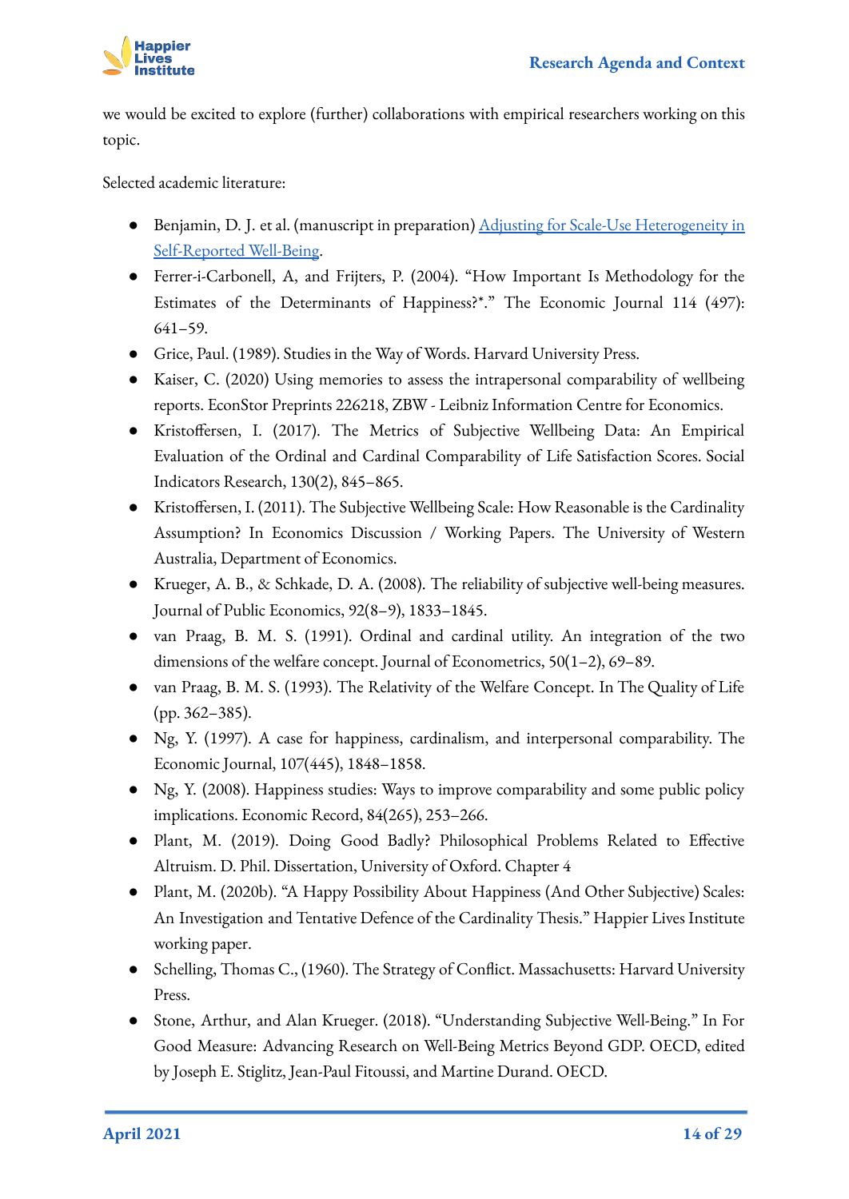we would be excited to explore (further) collaborations with empirical researchers working on this topic.

Selected academic literature:

- Benjamin, D. J. et al. (manuscript in preparation) [Adjusting for Scale-Use Heterogeneity in Self-Reported Well-Being]().
- Ferrer-i-Carbonell, A, and Frijters, P. (2004). "How Important Is Methodology for the Estimates of the Determinants of Happiness?*." The Economic Journal 114 (497): 641–59.
- Grice, Paul. (1989). Studies in the Way of Words. Harvard University Press.
- Kaiser, C. (2020) Using memories to assess the intrapersonal comparability of wellbeing reports. EconStor Preprints 226218, ZBW - Leibniz Information Centre for Economics.
- Kristoffersen, I. (2017). The Metrics of Subjective Wellbeing Data: An Empirical Evaluation of the Ordinal and Cardinal Comparability of Life Satisfaction Scores. Social Indicators Research, 130(2), 845–865.
- Kristoffersen, I. (2011). The Subjective Wellbeing Scale: How Reasonable is the Cardinality Assumption? In Economics Discussion / Working Papers. The University of Western Australia, Department of Economics.
- Krueger, A. B., & Schkade, D. A. (2008). The reliability of subjective well-being measures. Journal of Public Economics, 92(8–9), 1833–1845.
- van Praag, B. M. S. (1991). Ordinal and cardinal utility. An integration of the two dimensions of the welfare concept. Journal of Econometrics, 50(1–2), 69–89.
- van Praag, B. M. S. (1993). The Relativity of the Welfare Concept. In The Quality of Life (pp. 362–385).
- Ng, Y. (1997). A case for happiness, cardinalism, and interpersonal comparability. The Economic Journal, 107(445), 1848–1858.
- Ng, Y. (2008). Happiness studies: Ways to improve comparability and some public policy implications. Economic Record, 84(265), 253–266.
- Plant, M. (2019). Doing Good Badly? Philosophical Problems Related to Effective Altruism. D. Phil. Dissertation, University of Oxford. Chapter 4
- Plant, M. (2020b). "A Happy Possibility About Happiness (And Other Subjective) Scales: An Investigation and Tentative Defence of the Cardinality Thesis." Happier Lives Institute working paper.
- Schelling, Thomas C., (1960). The Strategy of Conflict. Massachusetts: Harvard University Press.
- Stone, Arthur, and Alan Krueger. (2018). "Understanding Subjective Well-Being." In For Good Measure: Advancing Research on Well-Being Metrics Beyond GDP. OECD, edited by Joseph E. Stiglitz, Jean-Paul Fitoussi, and Martine Durand. OECD.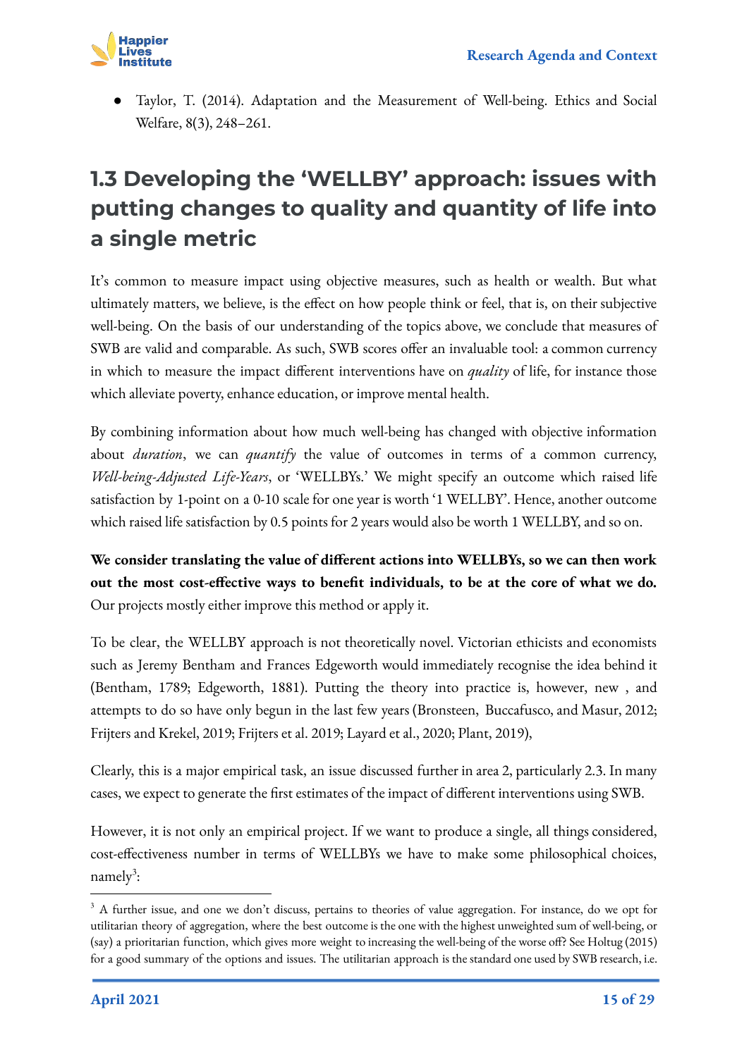- Taylor, T. (2014). Adaptation and the Measurement of Well-being. Ethics and Social Welfare, 8(3), 248–261.

## 1.3 Developing the 'WELLBY' approach: issues with putting changes to quality and quantity of life into a single metric

It's common to measure impact using objective measures, such as health or wealth. But what ultimately matters, we believe, is the effect on how people think or feel, that is, on their subjective well-being. On the basis of our understanding of the topics above, we conclude that measures of SWB are valid and comparable. As such, SWB scores offer an invaluable tool: a common currency in which to measure the impact different interventions have on *quality* of life, for instance those which alleviate poverty, enhance education, or improve mental health.

By combining information about how much well-being has changed with objective information about *duration*, we can *quantify* the value of outcomes in terms of a common currency, *Well-being-Adjusted Life-Years*, or 'WELLBYs.' We might specify an outcome which raised life satisfaction by 1-point on a 0-10 scale for one year is worth '1 WELLBY'. Hence, another outcome which raised life satisfaction by 0.5 points for 2 years would also be worth 1 WELLBY, and so on.

**We consider translating the value of different actions into WELLBYs, so we can then work out the most cost-effective ways to benefit individuals, to be at the core of what we do.** Our projects mostly either improve this method or apply it.

To be clear, the WELLBY approach is not theoretically novel. Victorian ethicists and economists such as Jeremy Bentham and Frances Edgeworth would immediately recognise the idea behind it (Bentham, 1789; Edgeworth, 1881). Putting the theory into practice is, however, new , and attempts to do so have only begun in the last few years (Bronsteen, Buccafusco, and Masur, 2012; Frijters and Krekel, 2019; Frijters et al. 2019; Layard et al., 2020; Plant, 2019),

Clearly, this is a major empirical task, an issue discussed further in area 2, particularly 2.3. In many cases, we expect to generate the first estimates of the impact of different interventions using SWB.

However, it is not only an empirical project. If we want to produce a single, all things considered, cost-effectiveness number in terms of WELLBYs we have to make some philosophical choices, namely[3]:

[3] A further issue, and one we don't discuss, pertains to theories of value aggregation. For instance, do we opt for utilitarian theory of aggregation, where the best outcome is the one with the highest unweighted sum of well-being, or (say) a prioritarian function, which gives more weight to increasing the well-being of the worse off? See Holtug (2015) for a good summary of the options and issues. The utilitarian approach is the standard one used by SWB research, i.e.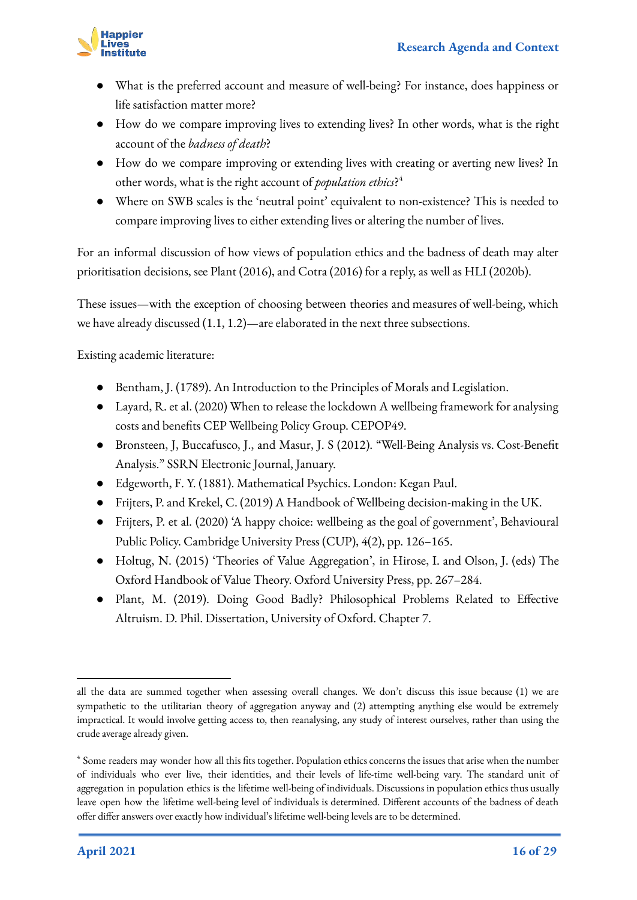- What is the preferred account and measure of well-being? For instance, does happiness or life satisfaction matter more?
- How do we compare improving lives to extending lives? In other words, what is the right account of the *badness of death*?
- How do we compare improving or extending lives with creating or averting new lives? In other words, what is the right account of *population ethics*?[4]
- Where on SWB scales is the 'neutral point' equivalent to non-existence? This is needed to compare improving lives to either extending lives or altering the number of lives.

For an informal discussion of how views of population ethics and the badness of death may alter prioritisation decisions, see Plant (2016), and Cotra (2016) for a reply, as well as HLI (2020b).

These issues—with the exception of choosing between theories and measures of well-being, which we have already discussed (1.1, 1.2)—are elaborated in the next three subsections.

Existing academic literature:

- Bentham, J. (1789). An Introduction to the Principles of Morals and Legislation.
- Layard, R. et al. (2020) When to release the lockdown A wellbeing framework for analysing costs and benefits CEP Wellbeing Policy Group. CEPOP49.
- Bronsteen, J, Buccafusco, J., and Masur, J. S (2012). "Well-Being Analysis vs. Cost-Benefit Analysis." SSRN Electronic Journal, January.
- Edgeworth, F. Y. (1881). Mathematical Psychics. London: Kegan Paul.
- Frijters, P. and Krekel, C. (2019) A Handbook of Wellbeing decision-making in the UK.
- Frijters, P. et al. (2020) 'A happy choice: wellbeing as the goal of government', Behavioural Public Policy. Cambridge University Press (CUP), 4(2), pp. 126–165.
- Holtug, N. (2015) 'Theories of Value Aggregation', in Hirose, I. and Olson, J. (eds) The Oxford Handbook of Value Theory. Oxford University Press, pp. 267–284.
- Plant, M. (2019). Doing Good Badly? Philosophical Problems Related to Effective Altruism. D. Phil. Dissertation, University of Oxford. Chapter 7.

---

all the data are summed together when assessing overall changes. We don't discuss this issue because (1) we are sympathetic to the utilitarian theory of aggregation anyway and (2) attempting anything else would be extremely impractical. It would involve getting access to, then reanalysing, any study of interest ourselves, rather than using the crude average already given.

[4] Some readers may wonder how all this fits together. Population ethics concerns the issues that arise when the number of individuals who ever live, their identities, and their levels of life-time well-being vary. The standard unit of aggregation in population ethics is the lifetime well-being of individuals. Discussions in population ethics thus usually leave open how the lifetime well-being level of individuals is determined. Different accounts of the badness of death offer differ answers over exactly how individual's lifetime well-being levels are to be determined.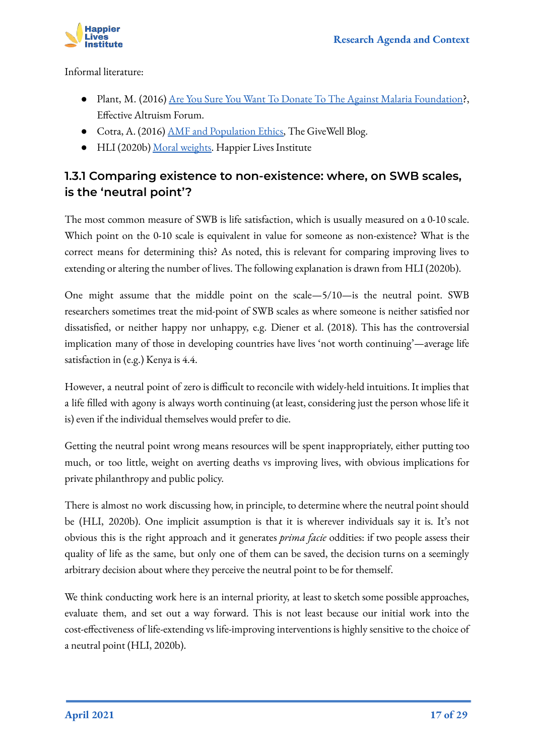Informal literature:

- Plant, M. (2016) Are You Sure You Want To Donate To The Against Malaria Foundation?, Effective Altruism Forum.
- Cotra, A. (2016) AMF and Population Ethics, The GiveWell Blog.
- HLI (2020b) Moral weights. Happier Lives Institute

### 1.3.1 Comparing existence to non-existence: where, on SWB scales, is the 'neutral point'?

The most common measure of SWB is life satisfaction, which is usually measured on a 0-10 scale. Which point on the 0-10 scale is equivalent in value for someone as non-existence? What is the correct means for determining this? As noted, this is relevant for comparing improving lives to extending or altering the number of lives. The following explanation is drawn from HLI (2020b).

One might assume that the middle point on the scale—5/10—is the neutral point. SWB researchers sometimes treat the mid-point of SWB scales as where someone is neither satisfied nor dissatisfied, or neither happy nor unhappy, e.g. Diener et al. (2018). This has the controversial implication many of those in developing countries have lives 'not worth continuing'—average life satisfaction in (e.g.) Kenya is 4.4.

However, a neutral point of zero is difficult to reconcile with widely-held intuitions. It implies that a life filled with agony is always worth continuing (at least, considering just the person whose life it is) even if the individual themselves would prefer to die.

Getting the neutral point wrong means resources will be spent inappropriately, either putting too much, or too little, weight on averting deaths vs improving lives, with obvious implications for private philanthropy and public policy.

There is almost no work discussing how, in principle, to determine where the neutral point should be (HLI, 2020b). One implicit assumption is that it is wherever individuals say it is. It's not obvious this is the right approach and it generates *prima facie* oddities: if two people assess their quality of life as the same, but only one of them can be saved, the decision turns on a seemingly arbitrary decision about where they perceive the neutral point to be for themself.

We think conducting work here is an internal priority, at least to sketch some possible approaches, evaluate them, and set out a way forward. This is not least because our initial work into the cost-effectiveness of life-extending vs life-improving interventions is highly sensitive to the choice of a neutral point (HLI, 2020b).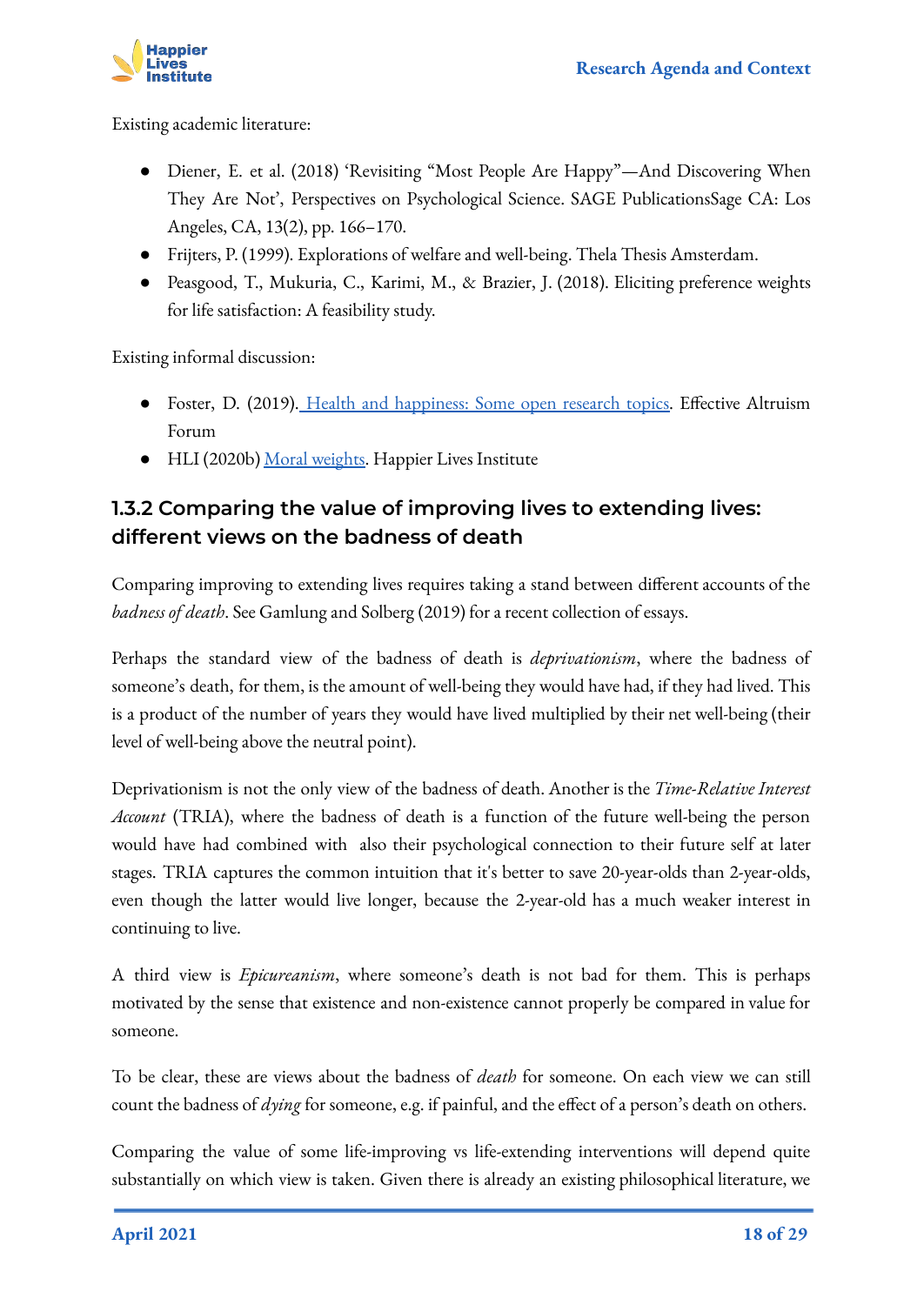Existing academic literature:

- Diener, E. et al. (2018) 'Revisiting "Most People Are Happy"—And Discovering When They Are Not', Perspectives on Psychological Science. SAGE PublicationsSage CA: Los Angeles, CA, 13(2), pp. 166–170.
- Frijters, P. (1999). Explorations of welfare and well-being. Thela Thesis Amsterdam.
- Peasgood, T., Mukuria, C., Karimi, M., & Brazier, J. (2018). Eliciting preference weights for life satisfaction: A feasibility study.

Existing informal discussion:

- Foster, D. (2019). Health and happiness: Some open research topics. Effective Altruism Forum
- HLI (2020b) Moral weights. Happier Lives Institute

### 1.3.2 Comparing the value of improving lives to extending lives: different views on the badness of death

Comparing improving to extending lives requires taking a stand between different accounts of the *badness of death*. See Gamlung and Solberg (2019) for a recent collection of essays.

Perhaps the standard view of the badness of death is *deprivationism*, where the badness of someone's death, for them, is the amount of well-being they would have had, if they had lived. This is a product of the number of years they would have lived multiplied by their net well-being (their level of well-being above the neutral point).

Deprivationism is not the only view of the badness of death. Another is the *Time-Relative Interest Account* (TRIA), where the badness of death is a function of the future well-being the person would have had combined with also their psychological connection to their future self at later stages. TRIA captures the common intuition that it's better to save 20-year-olds than 2-year-olds, even though the latter would live longer, because the 2-year-old has a much weaker interest in continuing to live.

A third view is *Epicureanism*, where someone's death is not bad for them. This is perhaps motivated by the sense that existence and non-existence cannot properly be compared in value for someone.

To be clear, these are views about the badness of *death* for someone. On each view we can still count the badness of *dying* for someone, e.g. if painful, and the effect of a person's death on others.

Comparing the value of some life-improving vs life-extending interventions will depend quite substantially on which view is taken. Given there is already an existing philosophical literature, we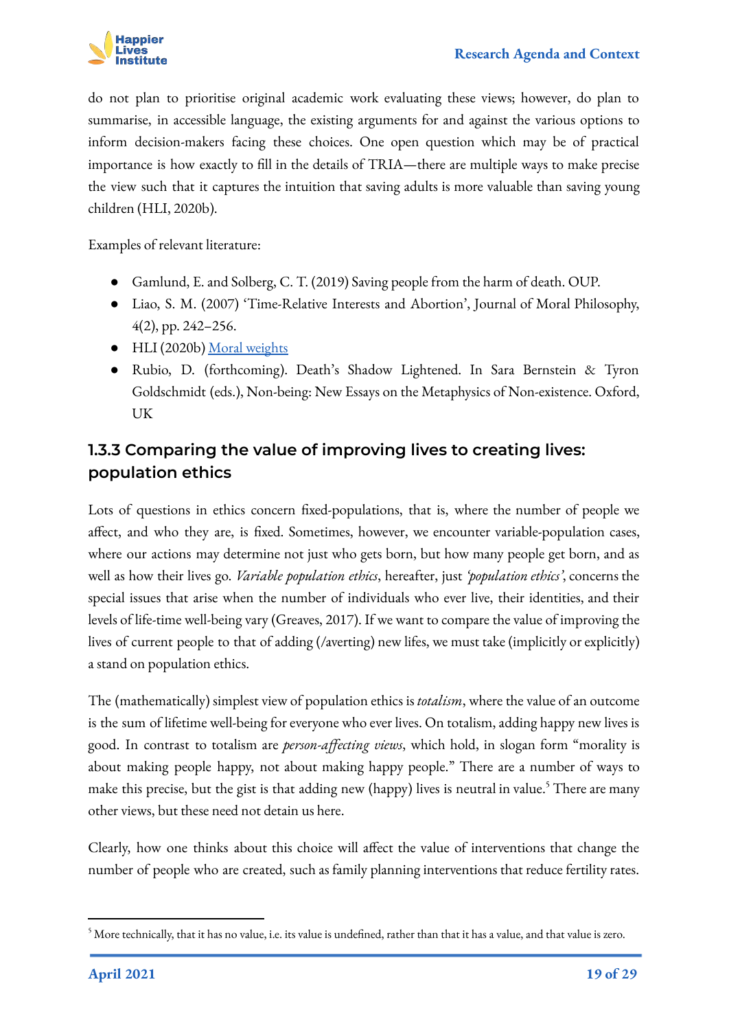do not plan to prioritise original academic work evaluating these views; however, do plan to summarise, in accessible language, the existing arguments for and against the various options to inform decision-makers facing these choices. One open question which may be of practical importance is how exactly to fill in the details of TRIA—there are multiple ways to make precise the view such that it captures the intuition that saving adults is more valuable than saving young children (HLI, 2020b).

Examples of relevant literature:

- Gamlund, E. and Solberg, C. T. (2019) Saving people from the harm of death. OUP.
- Liao, S. M. (2007) 'Time-Relative Interests and Abortion', Journal of Moral Philosophy, 4(2), pp. 242–256.
- HLI (2020b) Moral weights
- Rubio, D. (forthcoming). Death's Shadow Lightened. In Sara Bernstein & Tyron Goldschmidt (eds.), Non-being: New Essays on the Metaphysics of Non-existence. Oxford, UK

### 1.3.3 Comparing the value of improving lives to creating lives: population ethics

Lots of questions in ethics concern fixed-populations, that is, where the number of people we affect, and who they are, is fixed. Sometimes, however, we encounter variable-population cases, where our actions may determine not just who gets born, but how many people get born, and as well as how their lives go. *Variable population ethics*, hereafter, just *'population ethics'*, concerns the special issues that arise when the number of individuals who ever live, their identities, and their levels of life-time well-being vary (Greaves, 2017). If we want to compare the value of improving the lives of current people to that of adding (/averting) new lifes, we must take (implicitly or explicitly) a stand on population ethics.

The (mathematically) simplest view of population ethics is *totalism*, where the value of an outcome is the sum of lifetime well-being for everyone who ever lives. On totalism, adding happy new lives is good. In contrast to totalism are *person-affecting views*, which hold, in slogan form "morality is about making people happy, not about making happy people." There are a number of ways to make this precise, but the gist is that adding new (happy) lives is neutral in value.[5] There are many other views, but these need not detain us here.

Clearly, how one thinks about this choice will affect the value of interventions that change the number of people who are created, such as family planning interventions that reduce fertility rates.

[5] More technically, that it has no value, i.e. its value is undefined, rather than that it has a value, and that value is zero.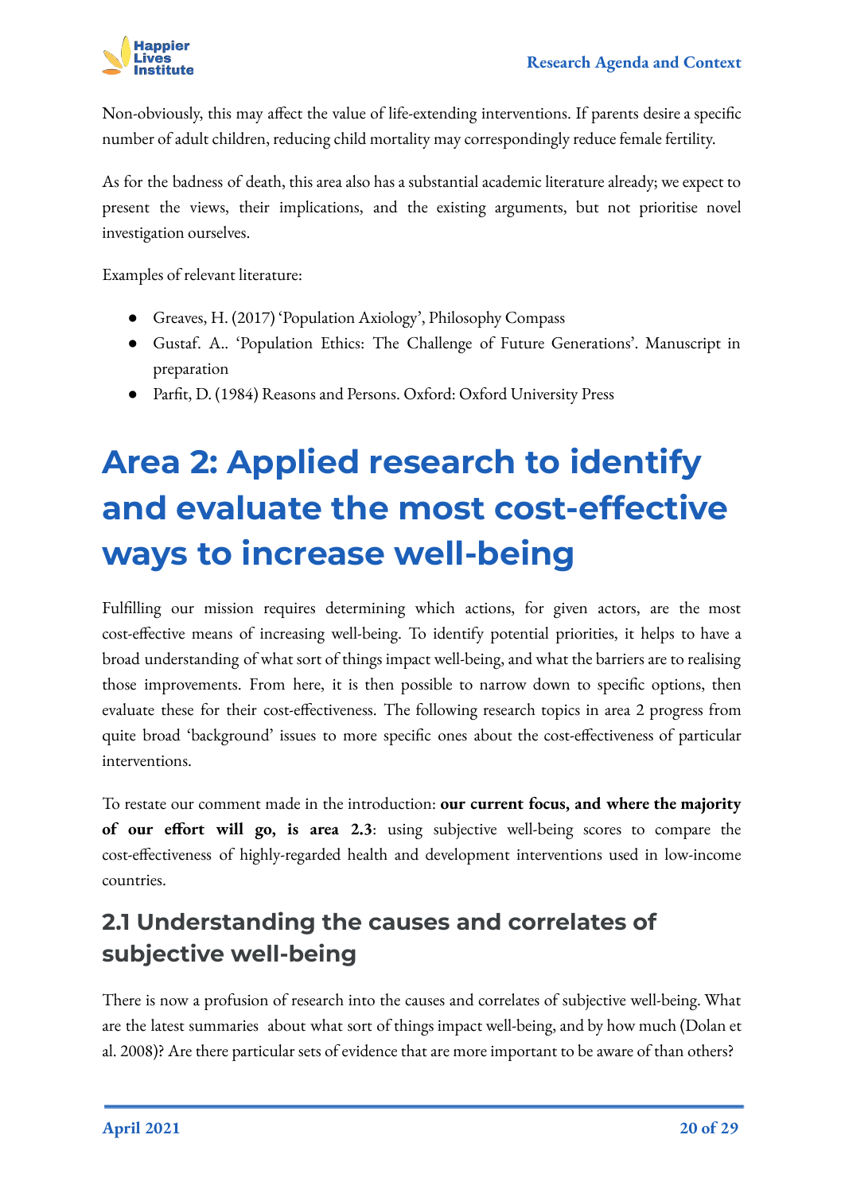Non-obviously, this may affect the value of life-extending interventions. If parents desire a specific number of adult children, reducing child mortality may correspondingly reduce female fertility.

As for the badness of death, this area also has a substantial academic literature already; we expect to present the views, their implications, and the existing arguments, but not prioritise novel investigation ourselves.

Examples of relevant literature:

- Greaves, H. (2017) 'Population Axiology', Philosophy Compass
- Gustaf. A.. 'Population Ethics: The Challenge of Future Generations'. Manuscript in preparation
- Parfit, D. (1984) Reasons and Persons. Oxford: Oxford University Press

# Area 2: Applied research to identify and evaluate the most cost-effective ways to increase well-being

Fulfilling our mission requires determining which actions, for given actors, are the most cost-effective means of increasing well-being. To identify potential priorities, it helps to have a broad understanding of what sort of things impact well-being, and what the barriers are to realising those improvements. From here, it is then possible to narrow down to specific options, then evaluate these for their cost-effectiveness. The following research topics in area 2 progress from quite broad 'background' issues to more specific ones about the cost-effectiveness of particular interventions.

To restate our comment made in the introduction: **our current focus, and where the majority of our effort will go, is area 2.3**: using subjective well-being scores to compare the cost-effectiveness of highly-regarded health and development interventions used in low-income countries.

## 2.1 Understanding the causes and correlates of subjective well-being

There is now a profusion of research into the causes and correlates of subjective well-being. What are the latest summaries about what sort of things impact well-being, and by how much (Dolan et al. 2008)? Are there particular sets of evidence that are more important to be aware of than others?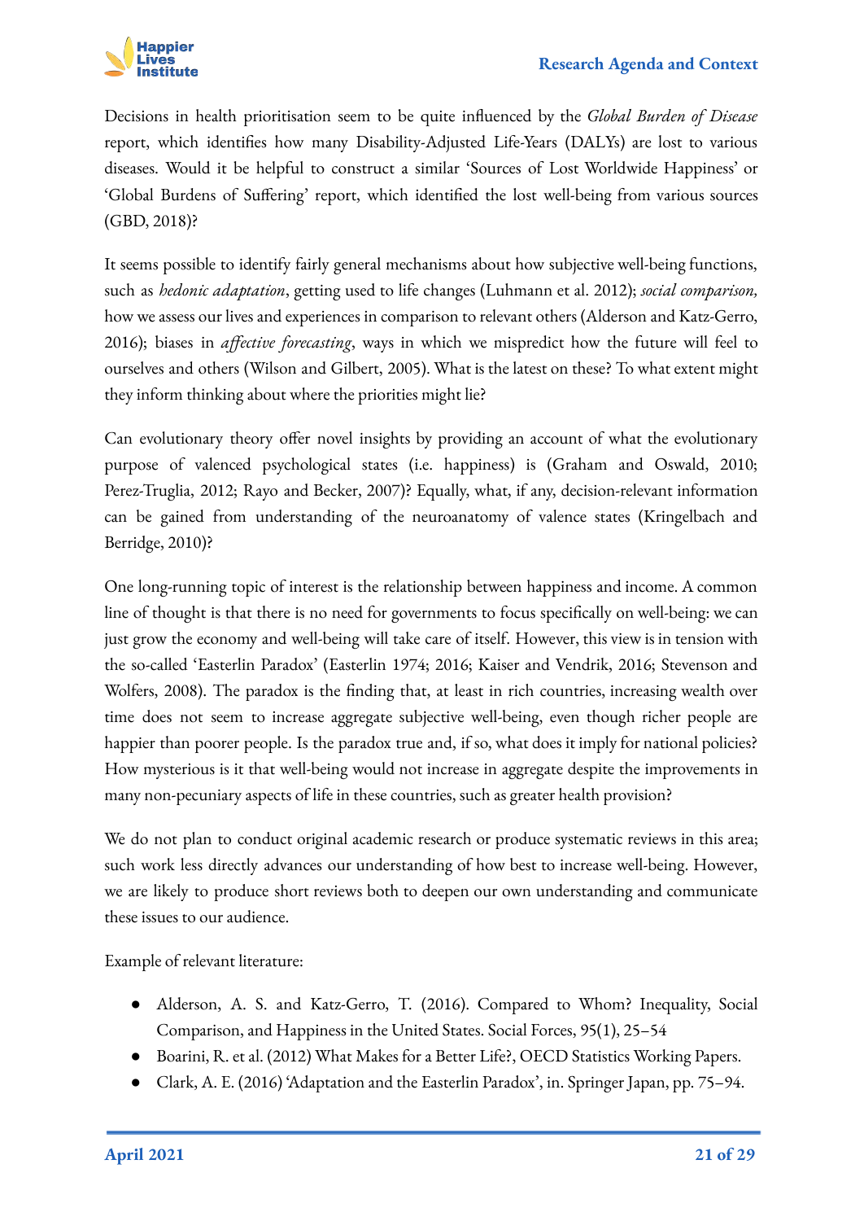Decisions in health prioritisation seem to be quite influenced by the *Global Burden of Disease* report, which identifies how many Disability-Adjusted Life-Years (DALYs) are lost to various diseases. Would it be helpful to construct a similar 'Sources of Lost Worldwide Happiness' or 'Global Burdens of Suffering' report, which identified the lost well-being from various sources (GBD, 2018)?

It seems possible to identify fairly general mechanisms about how subjective well-being functions, such as *hedonic adaptation*, getting used to life changes (Luhmann et al. 2012); *social comparison,* how we assess our lives and experiences in comparison to relevant others (Alderson and Katz-Gerro, 2016); biases in *affective forecasting*, ways in which we mispredict how the future will feel to ourselves and others (Wilson and Gilbert, 2005). What is the latest on these? To what extent might they inform thinking about where the priorities might lie?

Can evolutionary theory offer novel insights by providing an account of what the evolutionary purpose of valenced psychological states (i.e. happiness) is (Graham and Oswald, 2010; Perez-Truglia, 2012; Rayo and Becker, 2007)? Equally, what, if any, decision-relevant information can be gained from understanding of the neuroanatomy of valence states (Kringelbach and Berridge, 2010)?

One long-running topic of interest is the relationship between happiness and income. A common line of thought is that there is no need for governments to focus specifically on well-being: we can just grow the economy and well-being will take care of itself. However, this view is in tension with the so-called 'Easterlin Paradox' (Easterlin 1974; 2016; Kaiser and Vendrik, 2016; Stevenson and Wolfers, 2008). The paradox is the finding that, at least in rich countries, increasing wealth over time does not seem to increase aggregate subjective well-being, even though richer people are happier than poorer people. Is the paradox true and, if so, what does it imply for national policies? How mysterious is it that well-being would not increase in aggregate despite the improvements in many non-pecuniary aspects of life in these countries, such as greater health provision?

We do not plan to conduct original academic research or produce systematic reviews in this area; such work less directly advances our understanding of how best to increase well-being. However, we are likely to produce short reviews both to deepen our own understanding and communicate these issues to our audience.

Example of relevant literature:

- Alderson, A. S. and Katz-Gerro, T. (2016). Compared to Whom? Inequality, Social Comparison, and Happiness in the United States. Social Forces, 95(1), 25–54
- Boarini, R. et al. (2012) What Makes for a Better Life?, OECD Statistics Working Papers.
- Clark, A. E. (2016) 'Adaptation and the Easterlin Paradox', in. Springer Japan, pp. 75–94.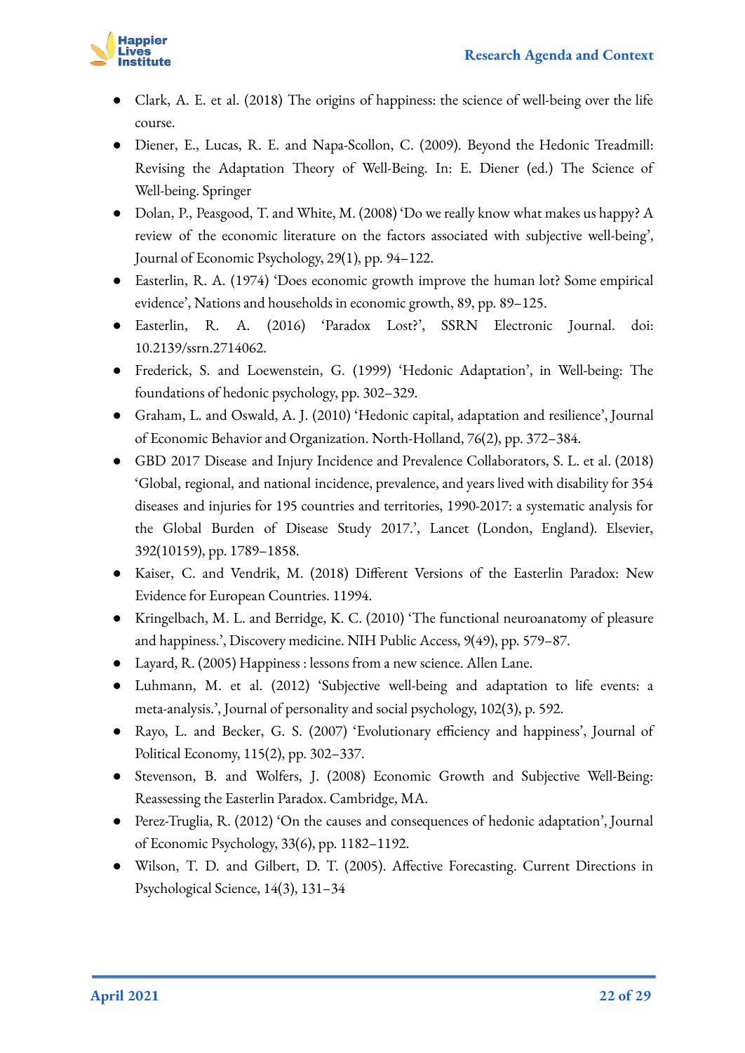- Clark, A. E. et al. (2018) The origins of happiness: the science of well-being over the life course.
- Diener, E., Lucas, R. E. and Napa-Scollon, C. (2009). Beyond the Hedonic Treadmill: Revising the Adaptation Theory of Well-Being. In: E. Diener (ed.) The Science of Well-being. Springer
- Dolan, P., Peasgood, T. and White, M. (2008) 'Do we really know what makes us happy? A review of the economic literature on the factors associated with subjective well-being', Journal of Economic Psychology, 29(1), pp. 94–122.
- Easterlin, R. A. (1974) 'Does economic growth improve the human lot? Some empirical evidence', Nations and households in economic growth, 89, pp. 89–125.
- Easterlin, R. A. (2016) 'Paradox Lost?', SSRN Electronic Journal. doi: 10.2139/ssrn.2714062.
- Frederick, S. and Loewenstein, G. (1999) 'Hedonic Adaptation', in Well-being: The foundations of hedonic psychology, pp. 302–329.
- Graham, L. and Oswald, A. J. (2010) 'Hedonic capital, adaptation and resilience', Journal of Economic Behavior and Organization. North-Holland, 76(2), pp. 372–384.
- GBD 2017 Disease and Injury Incidence and Prevalence Collaborators, S. L. et al. (2018) 'Global, regional, and national incidence, prevalence, and years lived with disability for 354 diseases and injuries for 195 countries and territories, 1990-2017: a systematic analysis for the Global Burden of Disease Study 2017.', Lancet (London, England). Elsevier, 392(10159), pp. 1789–1858.
- Kaiser, C. and Vendrik, M. (2018) Different Versions of the Easterlin Paradox: New Evidence for European Countries. 11994.
- Kringelbach, M. L. and Berridge, K. C. (2010) 'The functional neuroanatomy of pleasure and happiness.', Discovery medicine. NIH Public Access, 9(49), pp. 579–87.
- Layard, R. (2005) Happiness : lessons from a new science. Allen Lane.
- Luhmann, M. et al. (2012) 'Subjective well-being and adaptation to life events: a meta-analysis.', Journal of personality and social psychology, 102(3), p. 592.
- Rayo, L. and Becker, G. S. (2007) 'Evolutionary efficiency and happiness', Journal of Political Economy, 115(2), pp. 302–337.
- Stevenson, B. and Wolfers, J. (2008) Economic Growth and Subjective Well-Being: Reassessing the Easterlin Paradox. Cambridge, MA.
- Perez-Truglia, R. (2012) 'On the causes and consequences of hedonic adaptation', Journal of Economic Psychology, 33(6), pp. 1182–1192.
- Wilson, T. D. and Gilbert, D. T. (2005). Affective Forecasting. Current Directions in Psychological Science, 14(3), 131–34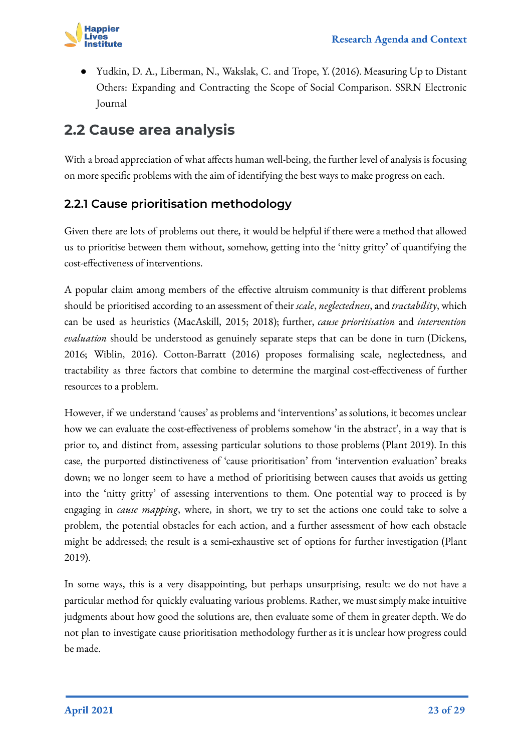- Yudkin, D. A., Liberman, N., Wakslak, C. and Trope, Y. (2016). Measuring Up to Distant Others: Expanding and Contracting the Scope of Social Comparison. SSRN Electronic Journal

## 2.2 Cause area analysis

With a broad appreciation of what affects human well-being, the further level of analysis is focusing on more specific problems with the aim of identifying the best ways to make progress on each.

### 2.2.1 Cause prioritisation methodology

Given there are lots of problems out there, it would be helpful if there were a method that allowed us to prioritise between them without, somehow, getting into the 'nitty gritty' of quantifying the cost-effectiveness of interventions.

A popular claim among members of the effective altruism community is that different problems should be prioritised according to an assessment of their *scale*, *neglectedness*, and *tractability*, which can be used as heuristics (MacAskill, 2015; 2018); further, *cause prioritisation* and *intervention evaluation* should be understood as genuinely separate steps that can be done in turn (Dickens, 2016; Wiblin, 2016). Cotton-Barratt (2016) proposes formalising scale, neglectedness, and tractability as three factors that combine to determine the marginal cost-effectiveness of further resources to a problem.

However, if we understand 'causes' as problems and 'interventions' as solutions, it becomes unclear how we can evaluate the cost-effectiveness of problems somehow 'in the abstract', in a way that is prior to, and distinct from, assessing particular solutions to those problems (Plant 2019). In this case, the purported distinctiveness of 'cause prioritisation' from 'intervention evaluation' breaks down; we no longer seem to have a method of prioritising between causes that avoids us getting into the 'nitty gritty' of assessing interventions to them. One potential way to proceed is by engaging in *cause mapping*, where, in short, we try to set the actions one could take to solve a problem, the potential obstacles for each action, and a further assessment of how each obstacle might be addressed; the result is a semi-exhaustive set of options for further investigation (Plant 2019).

In some ways, this is a very disappointing, but perhaps unsurprising, result: we do not have a particular method for quickly evaluating various problems. Rather, we must simply make intuitive judgments about how good the solutions are, then evaluate some of them in greater depth. We do not plan to investigate cause prioritisation methodology further as it is unclear how progress could be made.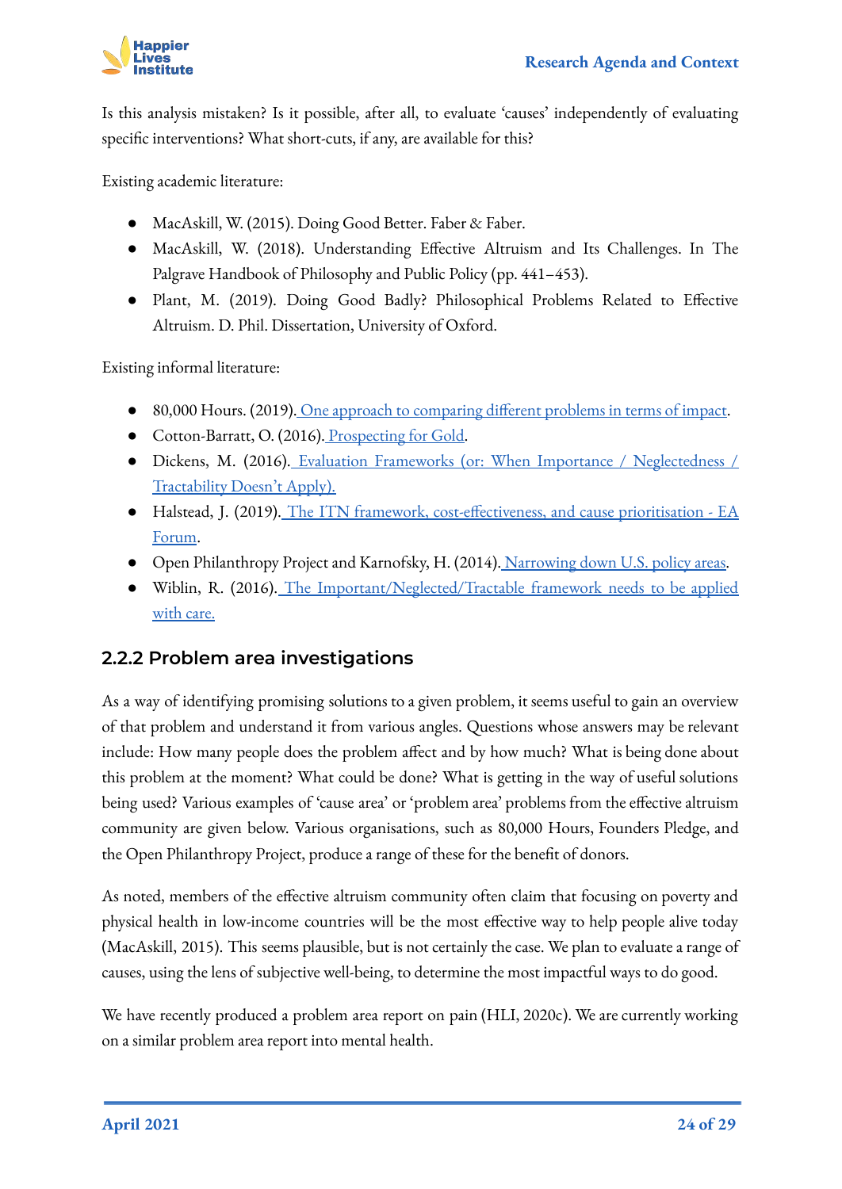Is this analysis mistaken? Is it possible, after all, to evaluate 'causes' independently of evaluating specific interventions? What short-cuts, if any, are available for this?

Existing academic literature:

- MacAskill, W. (2015). Doing Good Better. Faber & Faber.
- MacAskill, W. (2018). Understanding Effective Altruism and Its Challenges. In The Palgrave Handbook of Philosophy and Public Policy (pp. 441–453).
- Plant, M. (2019). Doing Good Badly? Philosophical Problems Related to Effective Altruism. D. Phil. Dissertation, University of Oxford.

Existing informal literature:

- 80,000 Hours. (2019). One approach to comparing different problems in terms of impact.
- Cotton-Barratt, O. (2016). Prospecting for Gold.
- Dickens, M. (2016). Evaluation Frameworks (or: When Importance / Neglectedness / Tractability Doesn't Apply).
- Halstead, J. (2019). The ITN framework, cost-effectiveness, and cause prioritisation - EA Forum.
- Open Philanthropy Project and Karnofsky, H. (2014). Narrowing down U.S. policy areas.
- Wiblin, R. (2016). The Important/Neglected/Tractable framework needs to be applied with care.

### 2.2.2 Problem area investigations

As a way of identifying promising solutions to a given problem, it seems useful to gain an overview of that problem and understand it from various angles. Questions whose answers may be relevant include: How many people does the problem affect and by how much? What is being done about this problem at the moment? What could be done? What is getting in the way of useful solutions being used? Various examples of 'cause area' or 'problem area' problems from the effective altruism community are given below. Various organisations, such as 80,000 Hours, Founders Pledge, and the Open Philanthropy Project, produce a range of these for the benefit of donors.

As noted, members of the effective altruism community often claim that focusing on poverty and physical health in low-income countries will be the most effective way to help people alive today (MacAskill, 2015). This seems plausible, but is not certainly the case. We plan to evaluate a range of causes, using the lens of subjective well-being, to determine the most impactful ways to do good.

We have recently produced a problem area report on pain (HLI, 2020c). We are currently working on a similar problem area report into mental health.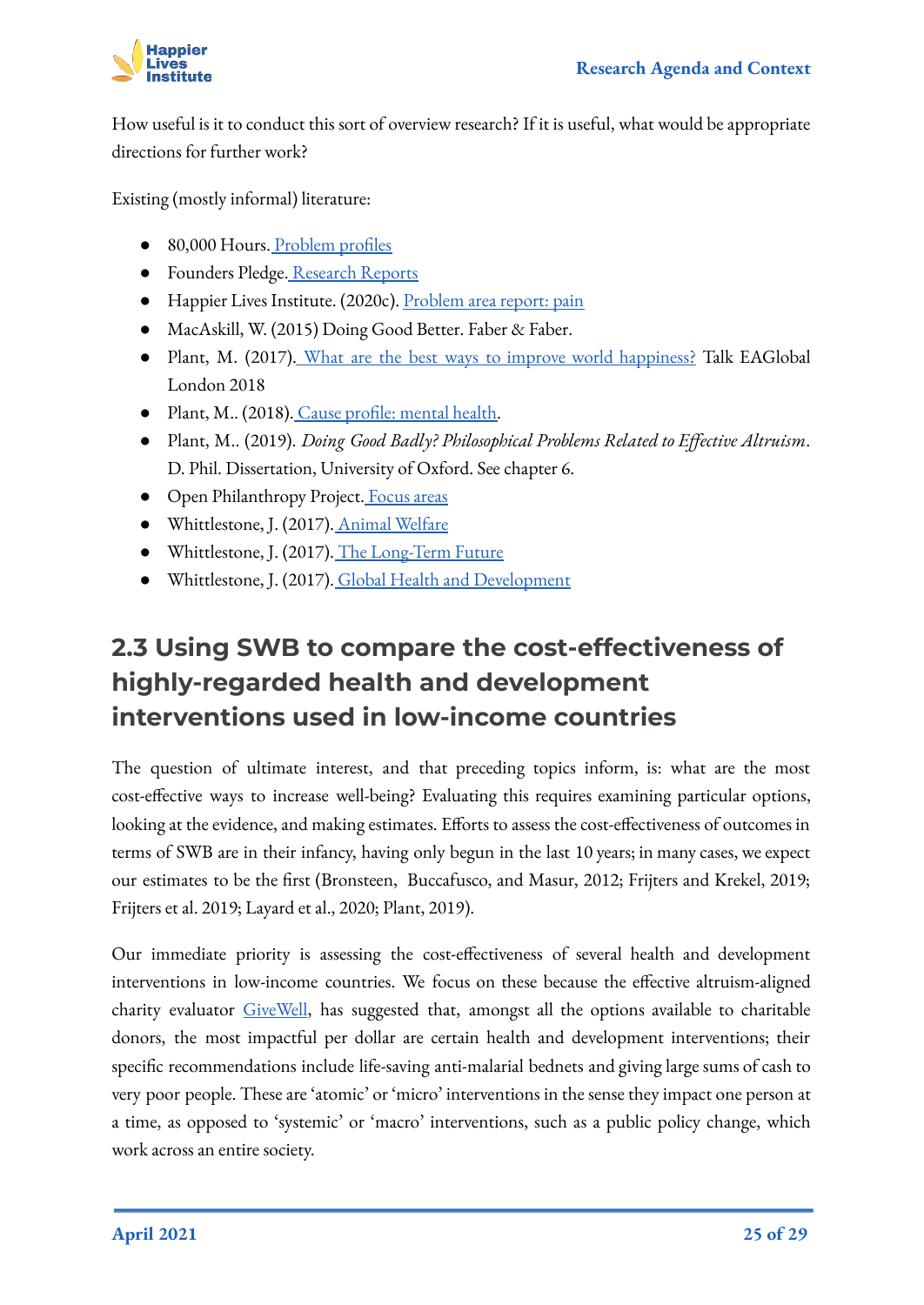How useful is it to conduct this sort of overview research? If it is useful, what would be appropriate directions for further work?

Existing (mostly informal) literature:

- 80,000 Hours. Problem profiles
- Founders Pledge. Research Reports
- Happier Lives Institute. (2020c). Problem area report: pain
- MacAskill, W. (2015) Doing Good Better. Faber & Faber.
- Plant, M. (2017). What are the best ways to improve world happiness? Talk EAGlobal London 2018
- Plant, M.. (2018). Cause profile: mental health.
- Plant, M.. (2019). *Doing Good Badly? Philosophical Problems Related to Effective Altruism*. D. Phil. Dissertation, University of Oxford. See chapter 6.
- Open Philanthropy Project. Focus areas
- Whittlestone, J. (2017). Animal Welfare
- Whittlestone, J. (2017). The Long-Term Future
- Whittlestone, J. (2017). Global Health and Development

## 2.3 Using SWB to compare the cost-effectiveness of highly-regarded health and development interventions used in low-income countries

The question of ultimate interest, and that preceding topics inform, is: what are the most cost-effective ways to increase well-being? Evaluating this requires examining particular options, looking at the evidence, and making estimates. Efforts to assess the cost-effectiveness of outcomes in terms of SWB are in their infancy, having only begun in the last 10 years; in many cases, we expect our estimates to be the first (Bronsteen, Buccafusco, and Masur, 2012; Frijters and Krekel, 2019; Frijters et al. 2019; Layard et al., 2020; Plant, 2019).

Our immediate priority is assessing the cost-effectiveness of several health and development interventions in low-income countries. We focus on these because the effective altruism-aligned charity evaluator GiveWell, has suggested that, amongst all the options available to charitable donors, the most impactful per dollar are certain health and development interventions; their specific recommendations include life-saving anti-malarial bednets and giving large sums of cash to very poor people. These are 'atomic' or 'micro' interventions in the sense they impact one person at a time, as opposed to 'systemic' or 'macro' interventions, such as a public policy change, which work across an entire society.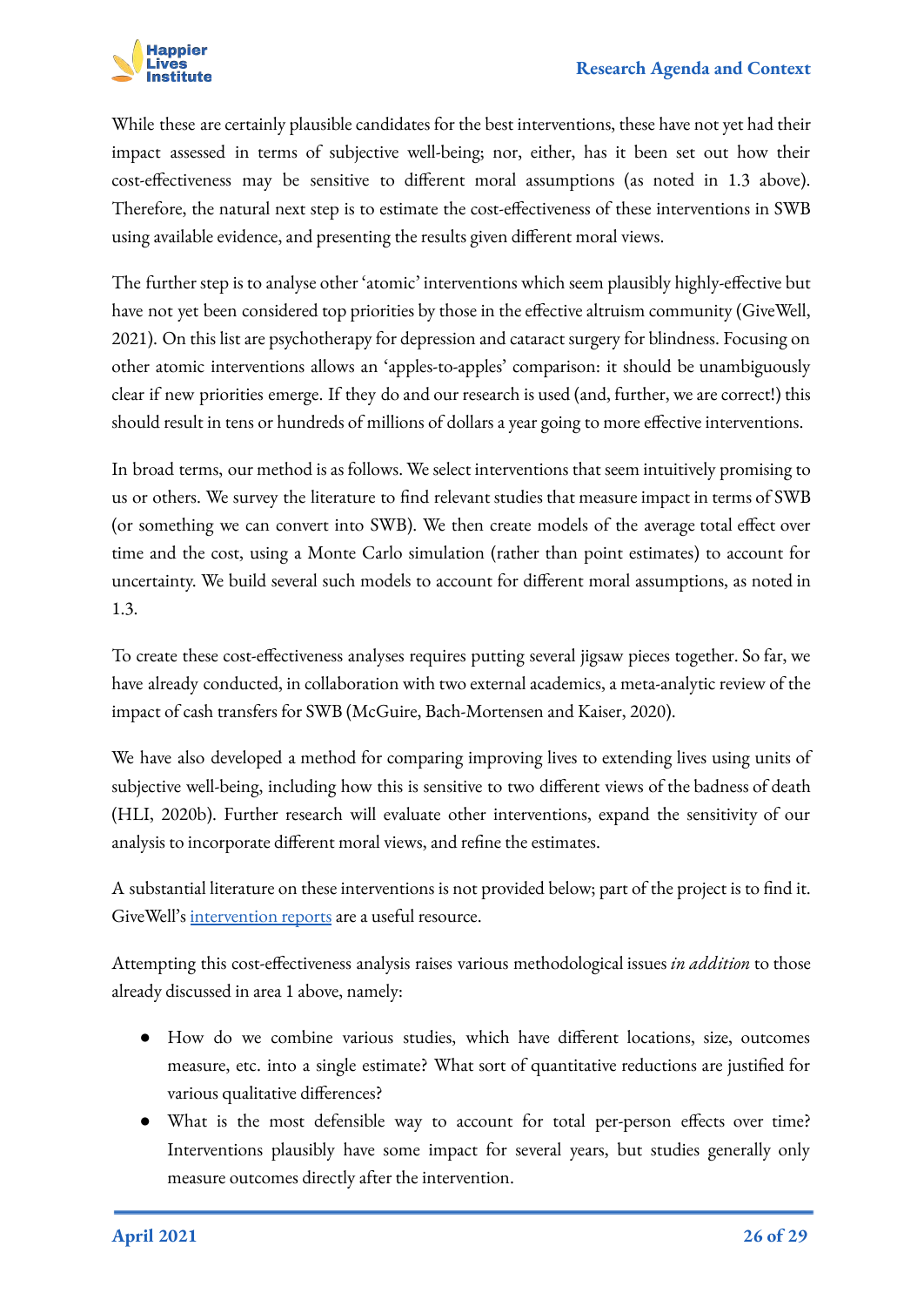While these are certainly plausible candidates for the best interventions, these have not yet had their impact assessed in terms of subjective well-being; nor, either, has it been set out how their cost-effectiveness may be sensitive to different moral assumptions (as noted in 1.3 above). Therefore, the natural next step is to estimate the cost-effectiveness of these interventions in SWB using available evidence, and presenting the results given different moral views.

The further step is to analyse other 'atomic' interventions which seem plausibly highly-effective but have not yet been considered top priorities by those in the effective altruism community (GiveWell, 2021). On this list are psychotherapy for depression and cataract surgery for blindness. Focusing on other atomic interventions allows an 'apples-to-apples' comparison: it should be unambiguously clear if new priorities emerge. If they do and our research is used (and, further, we are correct!) this should result in tens or hundreds of millions of dollars a year going to more effective interventions.

In broad terms, our method is as follows. We select interventions that seem intuitively promising to us or others. We survey the literature to find relevant studies that measure impact in terms of SWB (or something we can convert into SWB). We then create models of the average total effect over time and the cost, using a Monte Carlo simulation (rather than point estimates) to account for uncertainty. We build several such models to account for different moral assumptions, as noted in 1.3.

To create these cost-effectiveness analyses requires putting several jigsaw pieces together. So far, we have already conducted, in collaboration with two external academics, a meta-analytic review of the impact of cash transfers for SWB (McGuire, Bach-Mortensen and Kaiser, 2020).

We have also developed a method for comparing improving lives to extending lives using units of subjective well-being, including how this is sensitive to two different views of the badness of death (HLI, 2020b). Further research will evaluate other interventions, expand the sensitivity of our analysis to incorporate different moral views, and refine the estimates.

A substantial literature on these interventions is not provided below; part of the project is to find it. GiveWell's [intervention reports]() are a useful resource.

Attempting this cost-effectiveness analysis raises various methodological issues *in addition* to those already discussed in area 1 above, namely:

- How do we combine various studies, which have different locations, size, outcomes measure, etc. into a single estimate? What sort of quantitative reductions are justified for various qualitative differences?
- What is the most defensible way to account for total per-person effects over time? Interventions plausibly have some impact for several years, but studies generally only measure outcomes directly after the intervention.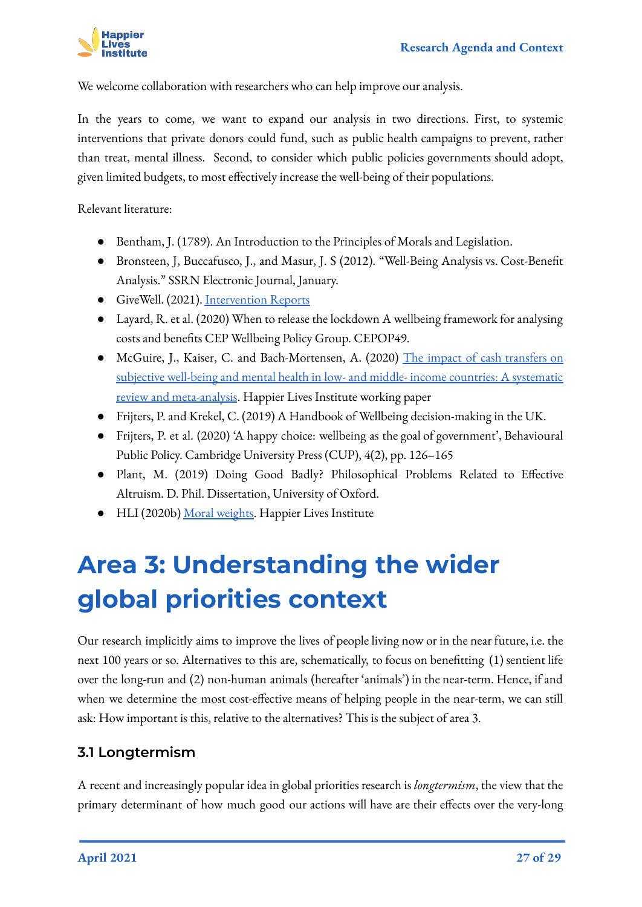We welcome collaboration with researchers who can help improve our analysis.

In the years to come, we want to expand our analysis in two directions. First, to systemic interventions that private donors could fund, such as public health campaigns to prevent, rather than treat, mental illness. Second, to consider which public policies governments should adopt, given limited budgets, to most effectively increase the well-being of their populations.

Relevant literature:

- Bentham, J. (1789). An Introduction to the Principles of Morals and Legislation.
- Bronsteen, J, Buccafusco, J., and Masur, J. S (2012). "Well-Being Analysis vs. Cost-Benefit Analysis." SSRN Electronic Journal, January.
- GiveWell. (2021). [Intervention Reports]()
- Layard, R. et al. (2020) When to release the lockdown A wellbeing framework for analysing costs and benefits CEP Wellbeing Policy Group. CEPOP49.
- McGuire, J., Kaiser, C. and Bach-Mortensen, A. (2020) [The impact of cash transfers on subjective well-being and mental health in low- and middle- income countries: A systematic review and meta-analysis](). Happier Lives Institute working paper
- Frijters, P. and Krekel, C. (2019) A Handbook of Wellbeing decision-making in the UK.
- Frijters, P. et al. (2020) 'A happy choice: wellbeing as the goal of government', Behavioural Public Policy. Cambridge University Press (CUP), 4(2), pp. 126–165
- Plant, M. (2019) Doing Good Badly? Philosophical Problems Related to Effective Altruism. D. Phil. Dissertation, University of Oxford.
- HLI (2020b) [Moral weights](). Happier Lives Institute

# Area 3: Understanding the wider global priorities context

Our research implicitly aims to improve the lives of people living now or in the near future, i.e. the next 100 years or so. Alternatives to this are, schematically, to focus on benefitting (1) sentient life over the long-run and (2) non-human animals (hereafter 'animals') in the near-term. Hence, if and when we determine the most cost-effective means of helping people in the near-term, we can still ask: How important is this, relative to the alternatives? This is the subject of area 3.

## 3.1 Longtermism

A recent and increasingly popular idea in global priorities research is *longtermism*, the view that the primary determinant of how much good our actions will have are their effects over the very-long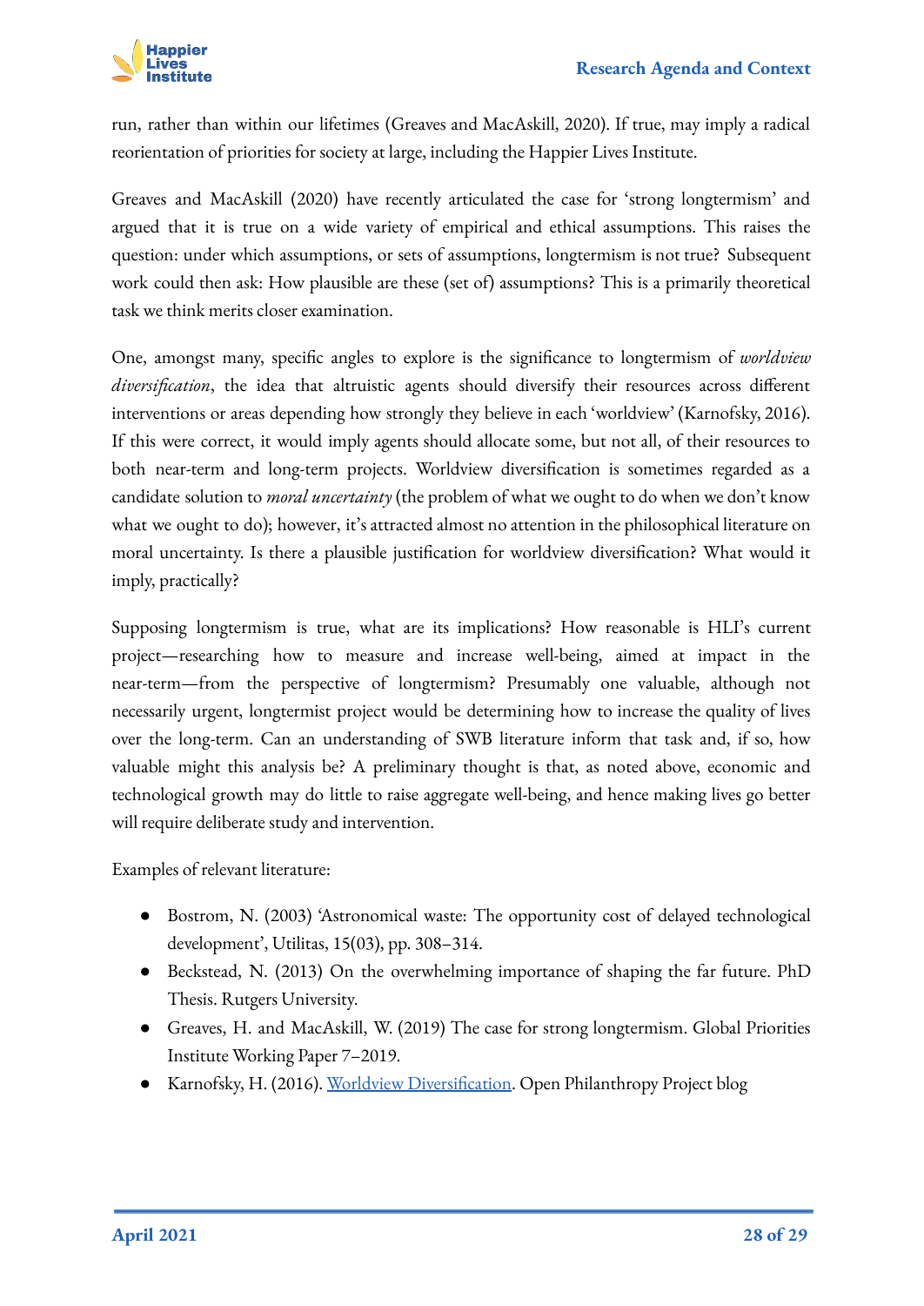run, rather than within our lifetimes (Greaves and MacAskill, 2020). If true, may imply a radical reorientation of priorities for society at large, including the Happier Lives Institute.

Greaves and MacAskill (2020) have recently articulated the case for 'strong longtermism' and argued that it is true on a wide variety of empirical and ethical assumptions. This raises the question: under which assumptions, or sets of assumptions, longtermism is not true? Subsequent work could then ask: How plausible are these (set of) assumptions? This is a primarily theoretical task we think merits closer examination.

One, amongst many, specific angles to explore is the significance to longtermism of *worldview diversification*, the idea that altruistic agents should diversify their resources across different interventions or areas depending how strongly they believe in each 'worldview' (Karnofsky, 2016). If this were correct, it would imply agents should allocate some, but not all, of their resources to both near-term and long-term projects. Worldview diversification is sometimes regarded as a candidate solution to *moral uncertainty* (the problem of what we ought to do when we don't know what we ought to do); however, it's attracted almost no attention in the philosophical literature on moral uncertainty. Is there a plausible justification for worldview diversification? What would it imply, practically?

Supposing longtermism is true, what are its implications? How reasonable is HLI's current project—researching how to measure and increase well-being, aimed at impact in the near-term—from the perspective of longtermism? Presumably one valuable, although not necessarily urgent, longtermist project would be determining how to increase the quality of lives over the long-term. Can an understanding of SWB literature inform that task and, if so, how valuable might this analysis be? A preliminary thought is that, as noted above, economic and technological growth may do little to raise aggregate well-being, and hence making lives go better will require deliberate study and intervention.

Examples of relevant literature:

- Bostrom, N. (2003) 'Astronomical waste: The opportunity cost of delayed technological development', Utilitas, 15(03), pp. 308–314.
- Beckstead, N. (2013) On the overwhelming importance of shaping the far future. PhD Thesis. Rutgers University.
- Greaves, H. and MacAskill, W. (2019) The case for strong longtermism. Global Priorities Institute Working Paper 7–2019.
- Karnofsky, H. (2016). Worldview Diversification. Open Philanthropy Project blog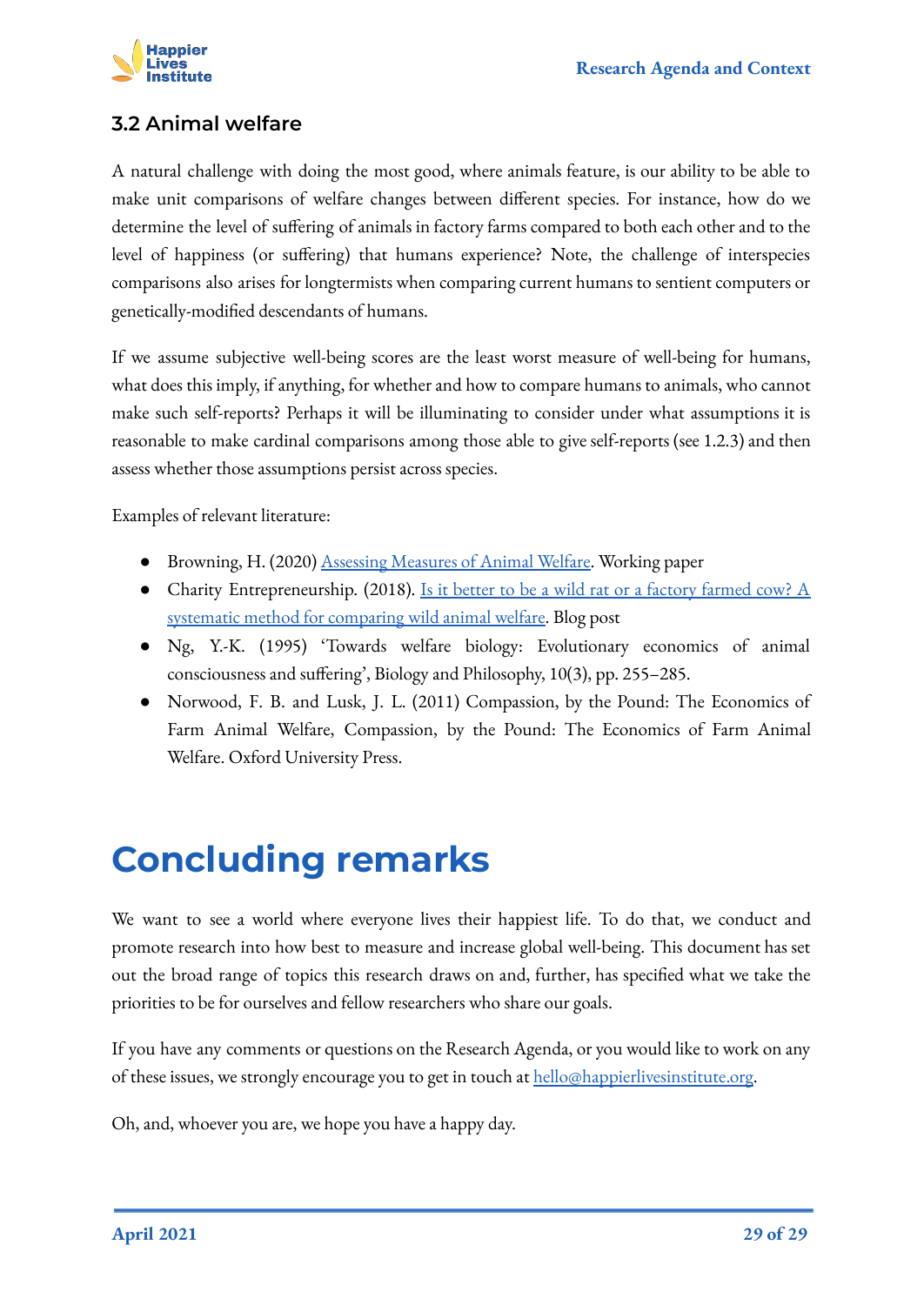### 3.2 Animal welfare

A natural challenge with doing the most good, where animals feature, is our ability to be able to make unit comparisons of welfare changes between different species. For instance, how do we determine the level of suffering of animals in factory farms compared to both each other and to the level of happiness (or suffering) that humans experience? Note, the challenge of interspecies comparisons also arises for longtermists when comparing current humans to sentient computers or genetically-modified descendants of humans.

If we assume subjective well-being scores are the least worst measure of well-being for humans, what does this imply, if anything, for whether and how to compare humans to animals, who cannot make such self-reports? Perhaps it will be illuminating to consider under what assumptions it is reasonable to make cardinal comparisons among those able to give self-reports (see 1.2.3) and then assess whether those assumptions persist across species.

Examples of relevant literature:

- Browning, H. (2020) Assessing Measures of Animal Welfare. Working paper
- Charity Entrepreneurship. (2018). Is it better to be a wild rat or a factory farmed cow? A systematic method for comparing wild animal welfare. Blog post
- Ng, Y.-K. (1995) 'Towards welfare biology: Evolutionary economics of animal consciousness and suffering', Biology and Philosophy, 10(3), pp. 255–285.
- Norwood, F. B. and Lusk, J. L. (2011) Compassion, by the Pound: The Economics of Farm Animal Welfare, Compassion, by the Pound: The Economics of Farm Animal Welfare. Oxford University Press.

# Concluding remarks

We want to see a world where everyone lives their happiest life. To do that, we conduct and promote research into how best to measure and increase global well-being. This document has set out the broad range of topics this research draws on and, further, has specified what we take the priorities to be for ourselves and fellow researchers who share our goals.

If you have any comments or questions on the Research Agenda, or you would like to work on any of these issues, we strongly encourage you to get in touch at hello@happierlivesinstitute.org.

Oh, and, whoever you are, we hope you have a happy day.